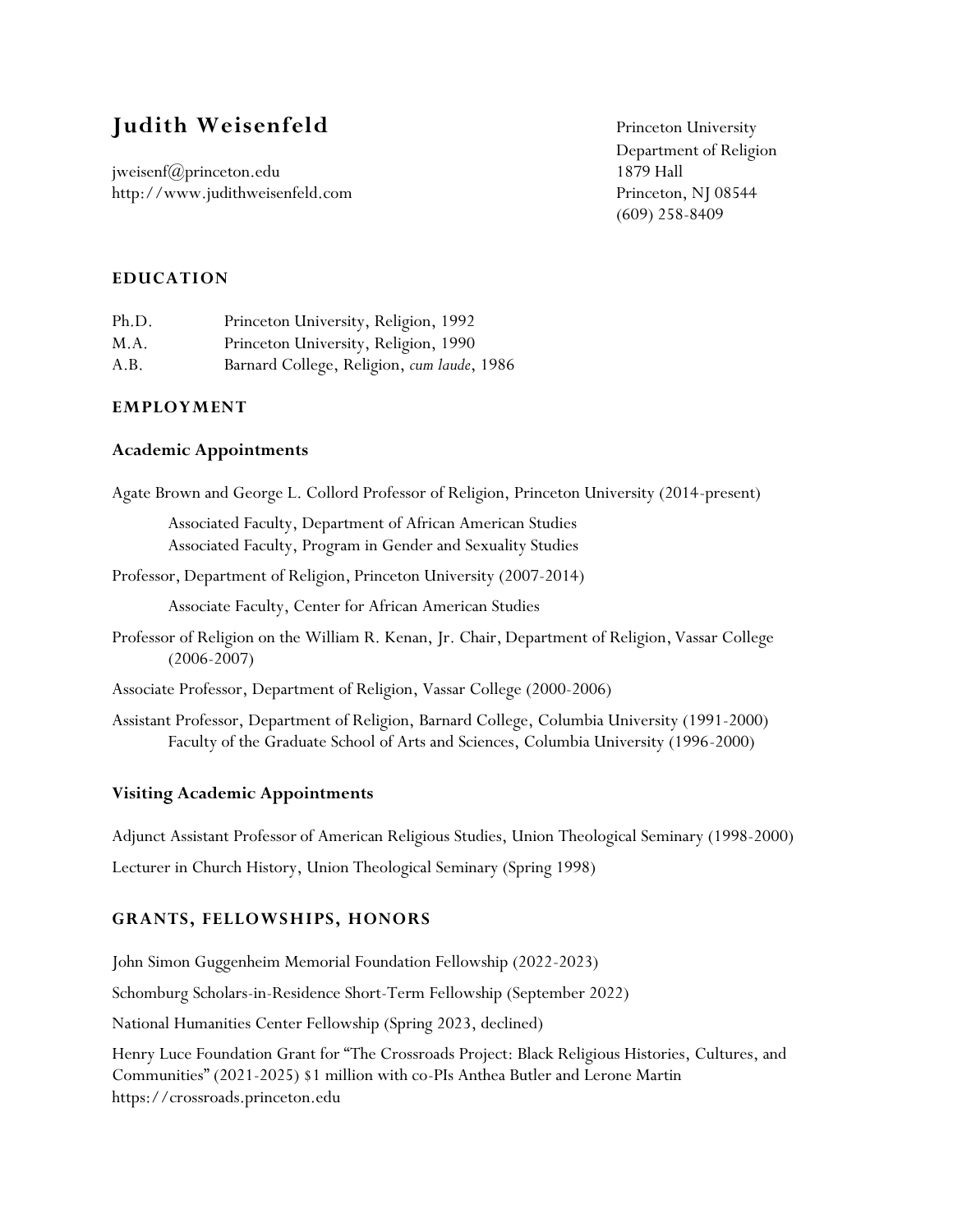# Judith Weisenfeld

jweisenf@princeton.edu
http://www.judithweisenfeld.com

Princeton University
Department of Religion
1879 Hall
Princeton, NJ 08544
(609) 258-8409

## EDUCATION

| | |
|---|---|
| Ph.D. | Princeton University, Religion, 1992 |
| M.A. | Princeton University, Religion, 1990 |
| A.B. | Barnard College, Religion, *cum laude*, 1986 |

## EMPLOYMENT

### Academic Appointments

Agate Brown and George L. Collord Professor of Religion, Princeton University (2014-present)

Associated Faculty, Department of African American Studies
Associated Faculty, Program in Gender and Sexuality Studies

Professor, Department of Religion, Princeton University (2007-2014)

Associate Faculty, Center for African American Studies

Professor of Religion on the William R. Kenan, Jr. Chair, Department of Religion, Vassar College (2006-2007)

Associate Professor, Department of Religion, Vassar College (2000-2006)

Assistant Professor, Department of Religion, Barnard College, Columbia University (1991-2000)
Faculty of the Graduate School of Arts and Sciences, Columbia University (1996-2000)

### Visiting Academic Appointments

Adjunct Assistant Professor of American Religious Studies, Union Theological Seminary (1998-2000)

Lecturer in Church History, Union Theological Seminary (Spring 1998)

## GRANTS, FELLOWSHIPS, HONORS

John Simon Guggenheim Memorial Foundation Fellowship (2022-2023)

Schomburg Scholars-in-Residence Short-Term Fellowship (September 2022)

National Humanities Center Fellowship (Spring 2023, declined)

Henry Luce Foundation Grant for "The Crossroads Project: Black Religious Histories, Cultures, and Communities" (2021-2025) $1 million with co-PIs Anthea Butler and Lerone Martin
https://crossroads.princeton.edu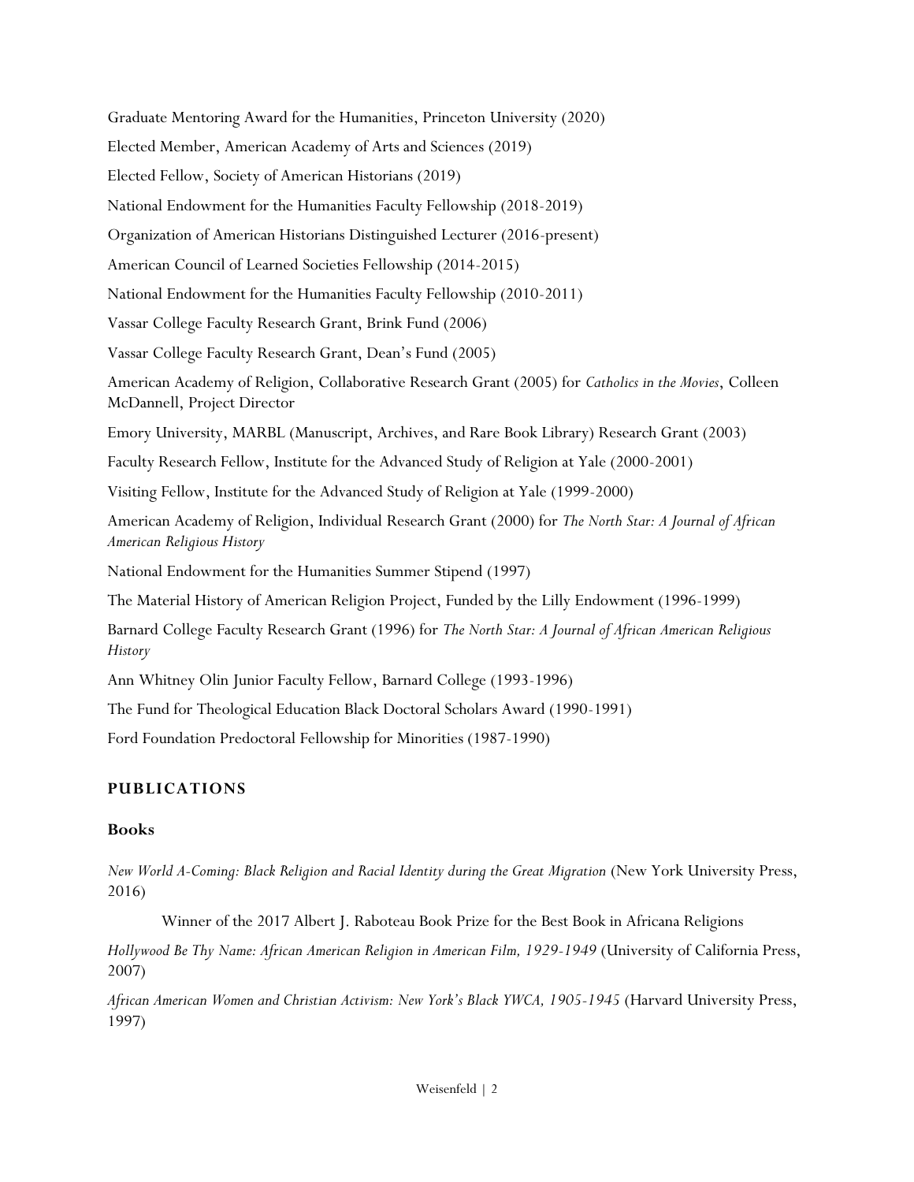Graduate Mentoring Award for the Humanities, Princeton University (2020)

Elected Member, American Academy of Arts and Sciences (2019)

Elected Fellow, Society of American Historians (2019)

National Endowment for the Humanities Faculty Fellowship (2018-2019)

Organization of American Historians Distinguished Lecturer (2016-present)

American Council of Learned Societies Fellowship (2014-2015)

National Endowment for the Humanities Faculty Fellowship (2010-2011)

Vassar College Faculty Research Grant, Brink Fund (2006)

Vassar College Faculty Research Grant, Dean's Fund (2005)

American Academy of Religion, Collaborative Research Grant (2005) for *Catholics in the Movies*, Colleen McDannell, Project Director

Emory University, MARBL (Manuscript, Archives, and Rare Book Library) Research Grant (2003)

Faculty Research Fellow, Institute for the Advanced Study of Religion at Yale (2000-2001)

Visiting Fellow, Institute for the Advanced Study of Religion at Yale (1999-2000)

American Academy of Religion, Individual Research Grant (2000) for *The North Star: A Journal of African American Religious History*

National Endowment for the Humanities Summer Stipend (1997)

The Material History of American Religion Project, Funded by the Lilly Endowment (1996-1999)

Barnard College Faculty Research Grant (1996) for *The North Star: A Journal of African American Religious History*

Ann Whitney Olin Junior Faculty Fellow, Barnard College (1993-1996)

The Fund for Theological Education Black Doctoral Scholars Award (1990-1991)

Ford Foundation Predoctoral Fellowship for Minorities (1987-1990)

## PUBLICATIONS

### Books

*New World A-Coming: Black Religion and Racial Identity during the Great Migration* (New York University Press, 2016)

Winner of the 2017 Albert J. Raboteau Book Prize for the Best Book in Africana Religions

*Hollywood Be Thy Name: African American Religion in American Film, 1929-1949* (University of California Press, 2007)

*African American Women and Christian Activism: New York's Black YWCA, 1905-1945* (Harvard University Press, 1997)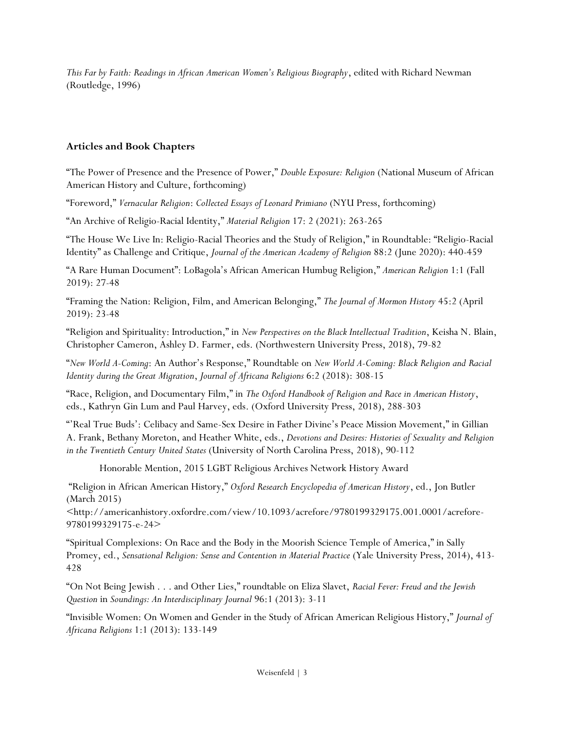*This Far by Faith: Readings in African American Women's Religious Biography*, edited with Richard Newman (Routledge, 1996)

## **Articles and Book Chapters**

"The Power of Presence and the Presence of Power," *Double Exposure: Religion* (National Museum of African American History and Culture, forthcoming)

"Foreword," *Vernacular Religion: Collected Essays of Leonard Primiano* (NYU Press, forthcoming)

"An Archive of Religio-Racial Identity," *Material Religion* 17: 2 (2021): 263-265

"The House We Live In: Religio-Racial Theories and the Study of Religion," in Roundtable: "Religio-Racial Identity" as Challenge and Critique, *Journal of the American Academy of Religion* 88:2 (June 2020): 440-459

"A Rare Human Document": LoBagola's African American Humbug Religion," *American Religion* 1:1 (Fall 2019): 27-48

"Framing the Nation: Religion, Film, and American Belonging," *The Journal of Mormon History* 45:2 (April 2019): 23-48

"Religion and Spirituality: Introduction," in *New Perspectives on the Black Intellectual Tradition*, Keisha N. Blain, Christopher Cameron, Ashley D. Farmer, eds. (Northwestern University Press, 2018), 79-82

"*New World A-Coming*: An Author's Response," Roundtable on *New World A-Coming: Black Religion and Racial Identity during the Great Migration*, *Journal of Africana Religions* 6:2 (2018): 308-15

"Race, Religion, and Documentary Film," in *The Oxford Handbook of Religion and Race in American History*, eds., Kathryn Gin Lum and Paul Harvey, eds. (Oxford University Press, 2018), 288-303

"'Real True Buds': Celibacy and Same-Sex Desire in Father Divine's Peace Mission Movement," in Gillian A. Frank, Bethany Moreton, and Heather White, eds., *Devotions and Desires: Histories of Sexuality and Religion in the Twentieth Century United States* (University of North Carolina Press, 2018), 90-112

Honorable Mention, 2015 LGBT Religious Archives Network History Award

"Religion in African American History," *Oxford Research Encyclopedia of American History*, ed., Jon Butler (March 2015) <http://americanhistory.oxfordre.com/view/10.1093/acrefore/9780199329175.001.0001/acrefore-9780199329175-e-24>

"Spiritual Complexions: On Race and the Body in the Moorish Science Temple of America," in Sally Promey, ed., *Sensational Religion: Sense and Contention in Material Practice* (Yale University Press, 2014), 413-428

"On Not Being Jewish . . . and Other Lies," roundtable on Eliza Slavet, *Racial Fever: Freud and the Jewish Question* in *Soundings: An Interdisciplinary Journal* 96:1 (2013): 3-11

"Invisible Women: On Women and Gender in the Study of African American Religious History," *Journal of Africana Religions* 1:1 (2013): 133-149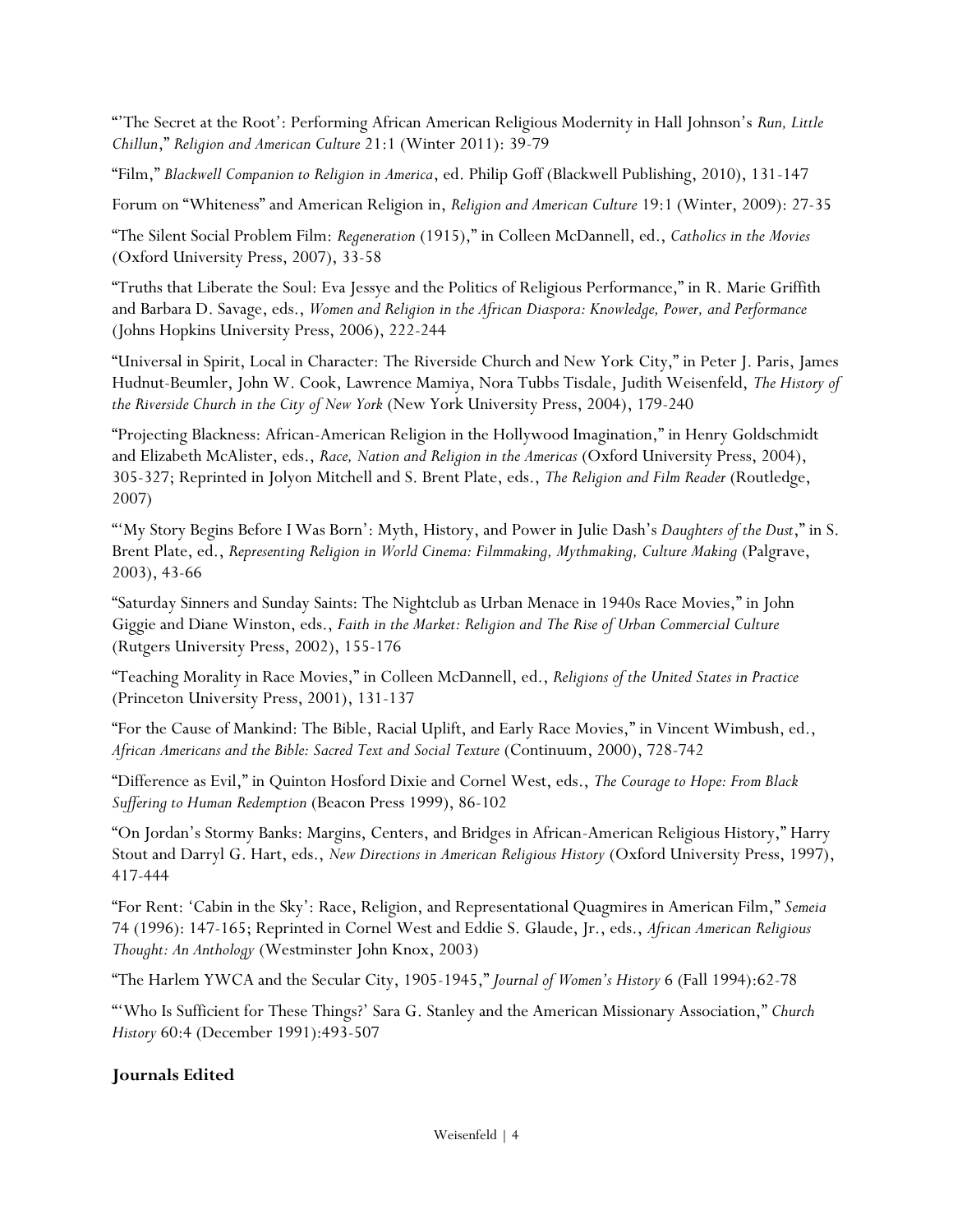"'The Secret at the Root': Performing African American Religious Modernity in Hall Johnson's *Run, Little Chillun*," *Religion and American Culture* 21:1 (Winter 2011): 39-79

"Film," *Blackwell Companion to Religion in America*, ed. Philip Goff (Blackwell Publishing, 2010), 131-147

Forum on "Whiteness" and American Religion in, *Religion and American Culture* 19:1 (Winter, 2009): 27-35

"The Silent Social Problem Film: *Regeneration* (1915)," in Colleen McDannell, ed., *Catholics in the Movies* (Oxford University Press, 2007), 33-58

"Truths that Liberate the Soul: Eva Jessye and the Politics of Religious Performance," in R. Marie Griffith and Barbara D. Savage, eds., *Women and Religion in the African Diaspora: Knowledge, Power, and Performance* (Johns Hopkins University Press, 2006), 222-244

"Universal in Spirit, Local in Character: The Riverside Church and New York City," in Peter J. Paris, James Hudnut-Beumler, John W. Cook, Lawrence Mamiya, Nora Tubbs Tisdale, Judith Weisenfeld, *The History of the Riverside Church in the City of New York* (New York University Press, 2004), 179-240

"Projecting Blackness: African-American Religion in the Hollywood Imagination," in Henry Goldschmidt and Elizabeth McAlister, eds., *Race, Nation and Religion in the Americas* (Oxford University Press, 2004), 305-327; Reprinted in Jolyon Mitchell and S. Brent Plate, eds., *The Religion and Film Reader* (Routledge, 2007)

"'My Story Begins Before I Was Born': Myth, History, and Power in Julie Dash's *Daughters of the Dust*," in S. Brent Plate, ed., *Representing Religion in World Cinema: Filmmaking, Mythmaking, Culture Making* (Palgrave, 2003), 43-66

"Saturday Sinners and Sunday Saints: The Nightclub as Urban Menace in 1940s Race Movies," in John Giggie and Diane Winston, eds., *Faith in the Market: Religion and The Rise of Urban Commercial Culture* (Rutgers University Press, 2002), 155-176

"Teaching Morality in Race Movies," in Colleen McDannell, ed., *Religions of the United States in Practice* (Princeton University Press, 2001), 131-137

"For the Cause of Mankind: The Bible, Racial Uplift, and Early Race Movies," in Vincent Wimbush, ed., *African Americans and the Bible: Sacred Text and Social Texture* (Continuum, 2000), 728-742

"Difference as Evil," in Quinton Hosford Dixie and Cornel West, eds., *The Courage to Hope: From Black Suffering to Human Redemption* (Beacon Press 1999), 86-102

"On Jordan's Stormy Banks: Margins, Centers, and Bridges in African-American Religious History," Harry Stout and Darryl G. Hart, eds., *New Directions in American Religious History* (Oxford University Press, 1997), 417-444

"For Rent: 'Cabin in the Sky': Race, Religion, and Representational Quagmires in American Film," *Semeia* 74 (1996): 147-165; Reprinted in Cornel West and Eddie S. Glaude, Jr., eds., *African American Religious Thought: An Anthology* (Westminster John Knox, 2003)

"The Harlem YWCA and the Secular City, 1905-1945," *Journal of Women's History* 6 (Fall 1994):62-78

"'Who Is Sufficient for These Things?' Sara G. Stanley and the American Missionary Association," *Church History* 60:4 (December 1991):493-507

**Journals Edited**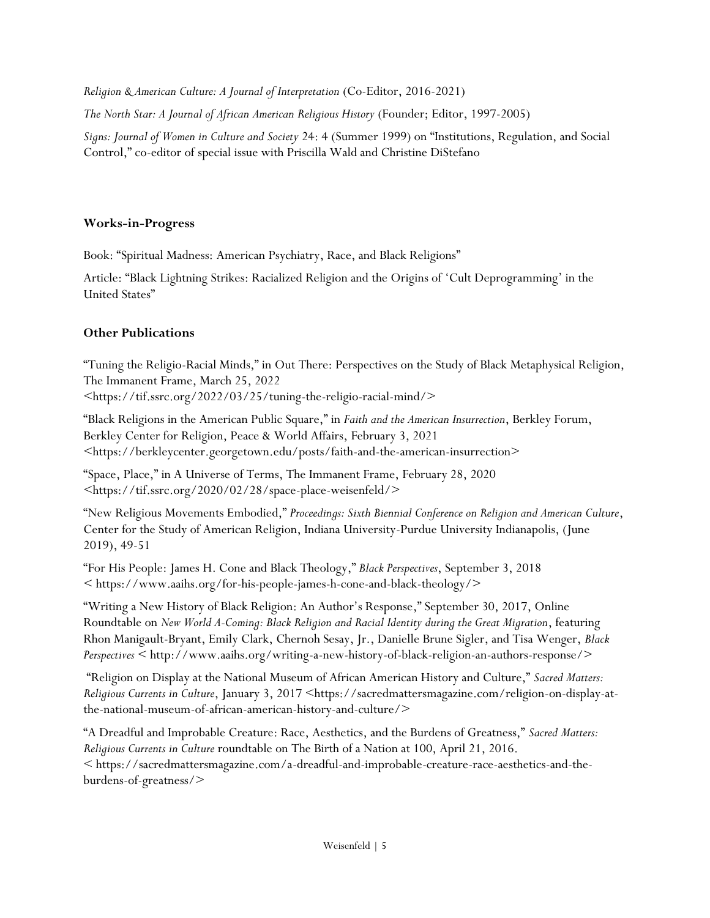*Religion & American Culture: A Journal of Interpretation* (Co-Editor, 2016-2021)

*The North Star: A Journal of African American Religious History* (Founder; Editor, 1997-2005)

*Signs: Journal of Women in Culture and Society* 24: 4 (Summer 1999) on "Institutions, Regulation, and Social Control," co-editor of special issue with Priscilla Wald and Christine DiStefano

## Works-in-Progress

Book: "Spiritual Madness: American Psychiatry, Race, and Black Religions"

Article: "Black Lightning Strikes: Racialized Religion and the Origins of 'Cult Deprogramming' in the United States"

## Other Publications

"Tuning the Religio-Racial Minds," in Out There: Perspectives on the Study of Black Metaphysical Religion, The Immanent Frame, March 25, 2022 <https://tif.ssrc.org/2022/03/25/tuning-the-religio-racial-mind/>

"Black Religions in the American Public Square," in *Faith and the American Insurrection*, Berkley Forum, Berkley Center for Religion, Peace & World Affairs, February 3, 2021 <https://berkleycenter.georgetown.edu/posts/faith-and-the-american-insurrection>

"Space, Place," in A Universe of Terms, The Immanent Frame, February 28, 2020 <https://tif.ssrc.org/2020/02/28/space-place-weisenfeld/>

"New Religious Movements Embodied," *Proceedings: Sixth Biennial Conference on Religion and American Culture*, Center for the Study of American Religion, Indiana University-Purdue University Indianapolis, (June 2019), 49-51

"For His People: James H. Cone and Black Theology," *Black Perspectives*, September 3, 2018 < https://www.aaihs.org/for-his-people-james-h-cone-and-black-theology/>

"Writing a New History of Black Religion: An Author's Response," September 30, 2017, Online Roundtable on *New World A-Coming: Black Religion and Racial Identity during the Great Migration*, featuring Rhon Manigault-Bryant, Emily Clark, Chernoh Sesay, Jr., Danielle Brune Sigler, and Tisa Wenger, *Black Perspectives* < http://www.aaihs.org/writing-a-new-history-of-black-religion-an-authors-response/>

"Religion on Display at the National Museum of African American History and Culture," *Sacred Matters: Religious Currents in Culture*, January 3, 2017 <https://sacredmattersmagazine.com/religion-on-display-at-the-national-museum-of-african-american-history-and-culture/>

"A Dreadful and Improbable Creature: Race, Aesthetics, and the Burdens of Greatness," *Sacred Matters: Religious Currents in Culture* roundtable on The Birth of a Nation at 100, April 21, 2016. < https://sacredmattersmagazine.com/a-dreadful-and-improbable-creature-race-aesthetics-and-the-burdens-of-greatness/>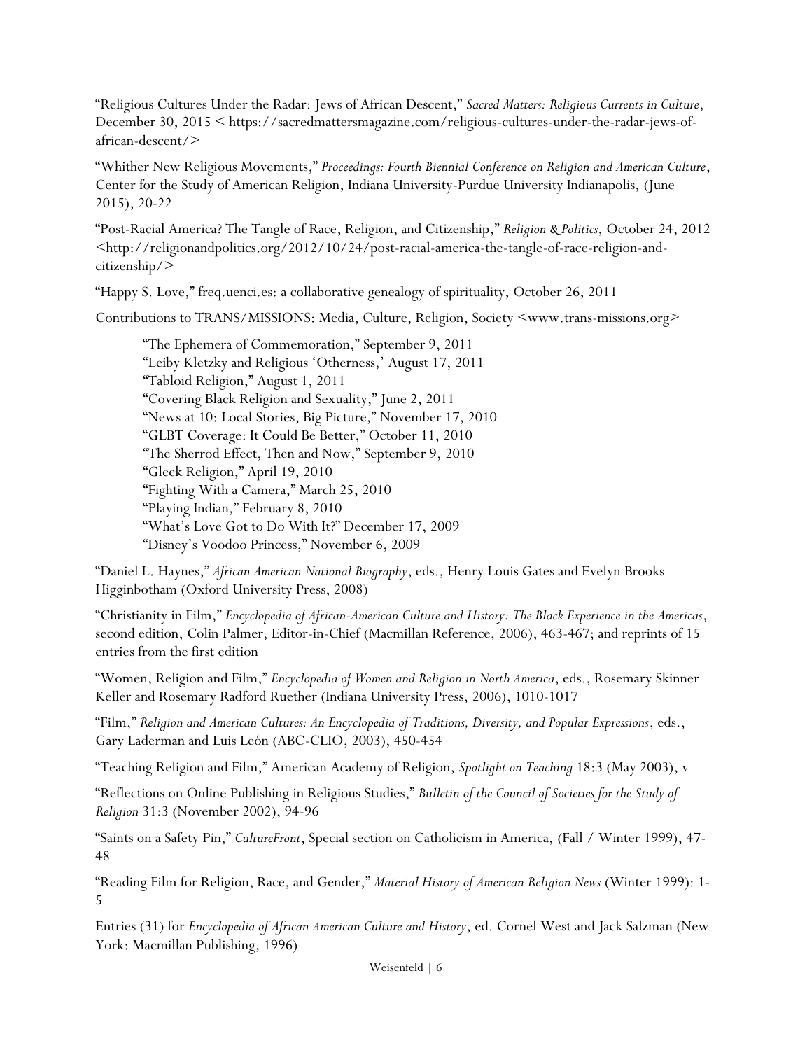"Religious Cultures Under the Radar: Jews of African Descent," *Sacred Matters: Religious Currents in Culture*, December 30, 2015 < https://sacredmattersmagazine.com/religious-cultures-under-the-radar-jews-of-african-descent/>

"Whither New Religious Movements," *Proceedings: Fourth Biennial Conference on Religion and American Culture*, Center for the Study of American Religion, Indiana University-Purdue University Indianapolis, (June 2015), 20-22

"Post-Racial America? The Tangle of Race, Religion, and Citizenship," *Religion & Politics*, October 24, 2012 <http://religionandpolitics.org/2012/10/24/post-racial-america-the-tangle-of-race-religion-and-citizenship/>

"Happy S. Love," freq.uenci.es: a collaborative genealogy of spirituality, October 26, 2011

Contributions to TRANS/MISSIONS: Media, Culture, Religion, Society <www.trans-missions.org>

> "The Ephemera of Commemoration," September 9, 2011
> "Leiby Kletzky and Religious 'Otherness,' August 17, 2011
> "Tabloid Religion," August 1, 2011
> "Covering Black Religion and Sexuality," June 2, 2011
> "News at 10: Local Stories, Big Picture," November 17, 2010
> "GLBT Coverage: It Could Be Better," October 11, 2010
> "The Sherrod Effect, Then and Now," September 9, 2010
> "Gleek Religion," April 19, 2010
> "Fighting With a Camera," March 25, 2010
> "Playing Indian," February 8, 2010
> "What's Love Got to Do With It?" December 17, 2009
> "Disney's Voodoo Princess," November 6, 2009

"Daniel L. Haynes," *African American National Biography*, eds., Henry Louis Gates and Evelyn Brooks Higginbotham (Oxford University Press, 2008)

"Christianity in Film," *Encyclopedia of African-American Culture and History: The Black Experience in the Americas*, second edition, Colin Palmer, Editor-in-Chief (Macmillan Reference, 2006), 463-467; and reprints of 15 entries from the first edition

"Women, Religion and Film," *Encyclopedia of Women and Religion in North America*, eds., Rosemary Skinner Keller and Rosemary Radford Ruether (Indiana University Press, 2006), 1010-1017

"Film," *Religion and American Cultures: An Encyclopedia of Traditions, Diversity, and Popular Expressions*, eds., Gary Laderman and Luis León (ABC-CLIO, 2003), 450-454

"Teaching Religion and Film," American Academy of Religion, *Spotlight on Teaching* 18:3 (May 2003), v

"Reflections on Online Publishing in Religious Studies," *Bulletin of the Council of Societies for the Study of Religion* 31:3 (November 2002), 94-96

"Saints on a Safety Pin," *CultureFront*, Special section on Catholicism in America, (Fall / Winter 1999), 47-48

"Reading Film for Religion, Race, and Gender," *Material History of American Religion News* (Winter 1999): 1-5

Entries (31) for *Encyclopedia of African American Culture and History*, ed. Cornel West and Jack Salzman (New York: Macmillan Publishing, 1996)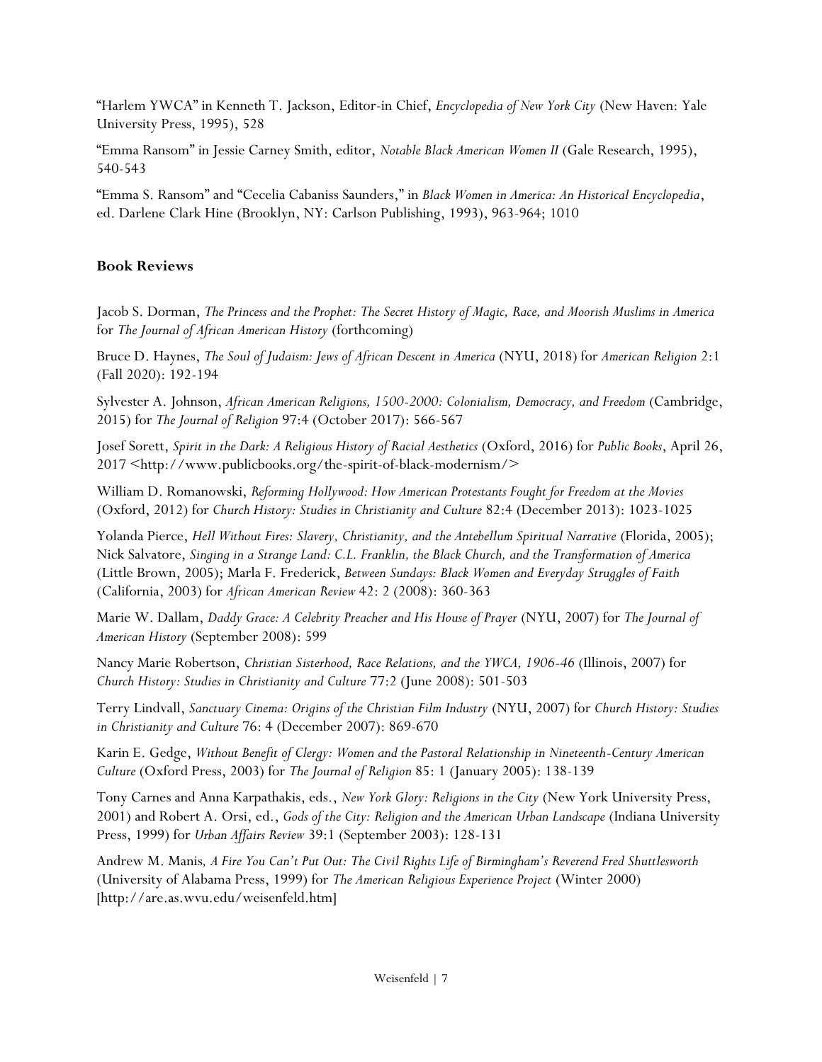"Harlem YWCA" in Kenneth T. Jackson, Editor-in Chief, *Encyclopedia of New York City* (New Haven: Yale University Press, 1995), 528

"Emma Ransom" in Jessie Carney Smith, editor, *Notable Black American Women II* (Gale Research, 1995), 540-543

"Emma S. Ransom" and "Cecelia Cabaniss Saunders," in *Black Women in America: An Historical Encyclopedia*, ed. Darlene Clark Hine (Brooklyn, NY: Carlson Publishing, 1993), 963-964; 1010

## Book Reviews

Jacob S. Dorman, *The Princess and the Prophet: The Secret History of Magic, Race, and Moorish Muslims in America* for *The Journal of African American History* (forthcoming)

Bruce D. Haynes, *The Soul of Judaism: Jews of African Descent in America* (NYU, 2018) for *American Religion* 2:1 (Fall 2020): 192-194

Sylvester A. Johnson, *African American Religions, 1500-2000: Colonialism, Democracy, and Freedom* (Cambridge, 2015) for *The Journal of Religion* 97:4 (October 2017): 566-567

Josef Sorett, *Spirit in the Dark: A Religious History of Racial Aesthetics* (Oxford, 2016) for *Public Books*, April 26, 2017 <http://www.publicbooks.org/the-spirit-of-black-modernism/>

William D. Romanowski, *Reforming Hollywood: How American Protestants Fought for Freedom at the Movies* (Oxford, 2012) for *Church History: Studies in Christianity and Culture* 82:4 (December 2013): 1023-1025

Yolanda Pierce, *Hell Without Fires: Slavery, Christianity, and the Antebellum Spiritual Narrative* (Florida, 2005); Nick Salvatore, *Singing in a Strange Land: C.L. Franklin, the Black Church, and the Transformation of America* (Little Brown, 2005); Marla F. Frederick, *Between Sundays: Black Women and Everyday Struggles of Faith* (California, 2003) for *African American Review* 42: 2 (2008): 360-363

Marie W. Dallam, *Daddy Grace: A Celebrity Preacher and His House of Prayer* (NYU, 2007) for *The Journal of American History* (September 2008): 599

Nancy Marie Robertson, *Christian Sisterhood, Race Relations, and the YWCA, 1906-46* (Illinois, 2007) for *Church History: Studies in Christianity and Culture* 77:2 (June 2008): 501-503

Terry Lindvall, *Sanctuary Cinema: Origins of the Christian Film Industry* (NYU, 2007) for *Church History: Studies in Christianity and Culture* 76: 4 (December 2007): 869-670

Karin E. Gedge, *Without Benefit of Clergy: Women and the Pastoral Relationship in Nineteenth-Century American Culture* (Oxford Press, 2003) for *The Journal of Religion* 85: 1 (January 2005): 138-139

Tony Carnes and Anna Karpathakis, eds., *New York Glory: Religions in the City* (New York University Press, 2001) and Robert A. Orsi, ed., *Gods of the City: Religion and the American Urban Landscape* (Indiana University Press, 1999) for *Urban Affairs Review* 39:1 (September 2003): 128-131

Andrew M. Manis*, A Fire You Can't Put Out: The Civil Rights Life of Birmingham's Reverend Fred Shuttlesworth* (University of Alabama Press, 1999) for *The American Religious Experience Project* (Winter 2000) [http://are.as.wvu.edu/weisenfeld.htm]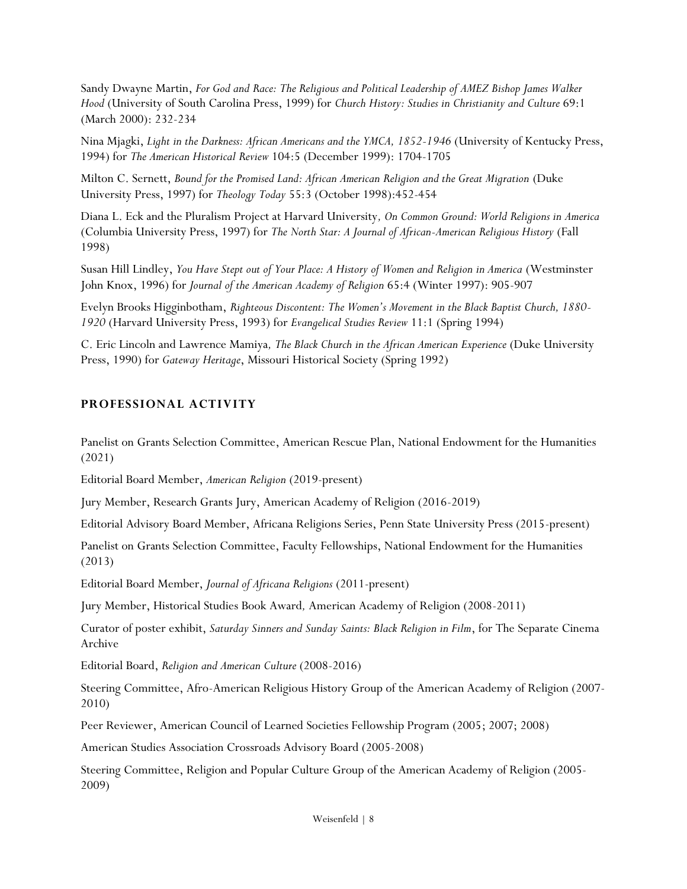Sandy Dwayne Martin, *For God and Race: The Religious and Political Leadership of AMEZ Bishop James Walker Hood* (University of South Carolina Press, 1999) for *Church History: Studies in Christianity and Culture* 69:1 (March 2000): 232-234

Nina Mjagki, *Light in the Darkness: African Americans and the YMCA, 1852-1946* (University of Kentucky Press, 1994) for *The American Historical Review* 104:5 (December 1999): 1704-1705

Milton C. Sernett, *Bound for the Promised Land: African American Religion and the Great Migration* (Duke University Press, 1997) for *Theology Today* 55:3 (October 1998):452-454

Diana L. Eck and the Pluralism Project at Harvard University*, On Common Ground: World Religions in America* (Columbia University Press, 1997) for *The North Star: A Journal of African-American Religious History* (Fall 1998)

Susan Hill Lindley, *You Have Stept out of Your Place: A History of Women and Religion in America* (Westminster John Knox, 1996) for *Journal of the American Academy of Religion* 65:4 (Winter 1997): 905-907

Evelyn Brooks Higginbotham, *Righteous Discontent: The Women's Movement in the Black Baptist Church, 1880-1920* (Harvard University Press, 1993) for *Evangelical Studies Review* 11:1 (Spring 1994)

C. Eric Lincoln and Lawrence Mamiya*, The Black Church in the African American Experience* (Duke University Press, 1990) for *Gateway Heritage*, Missouri Historical Society (Spring 1992)

## PROFESSIONAL ACTIVITY

Panelist on Grants Selection Committee, American Rescue Plan, National Endowment for the Humanities (2021)

Editorial Board Member, *American Religion* (2019-present)

Jury Member, Research Grants Jury, American Academy of Religion (2016-2019)

Editorial Advisory Board Member, Africana Religions Series, Penn State University Press (2015-present)

Panelist on Grants Selection Committee, Faculty Fellowships, National Endowment for the Humanities (2013)

Editorial Board Member, *Journal of Africana Religions* (2011-present)

Jury Member, Historical Studies Book Award*,* American Academy of Religion (2008-2011)

Curator of poster exhibit, *Saturday Sinners and Sunday Saints: Black Religion in Film*, for The Separate Cinema Archive

Editorial Board, *Religion and American Culture* (2008-2016)

Steering Committee, Afro-American Religious History Group of the American Academy of Religion (2007-2010)

Peer Reviewer, American Council of Learned Societies Fellowship Program (2005; 2007; 2008)

American Studies Association Crossroads Advisory Board (2005-2008)

Steering Committee, Religion and Popular Culture Group of the American Academy of Religion (2005-2009)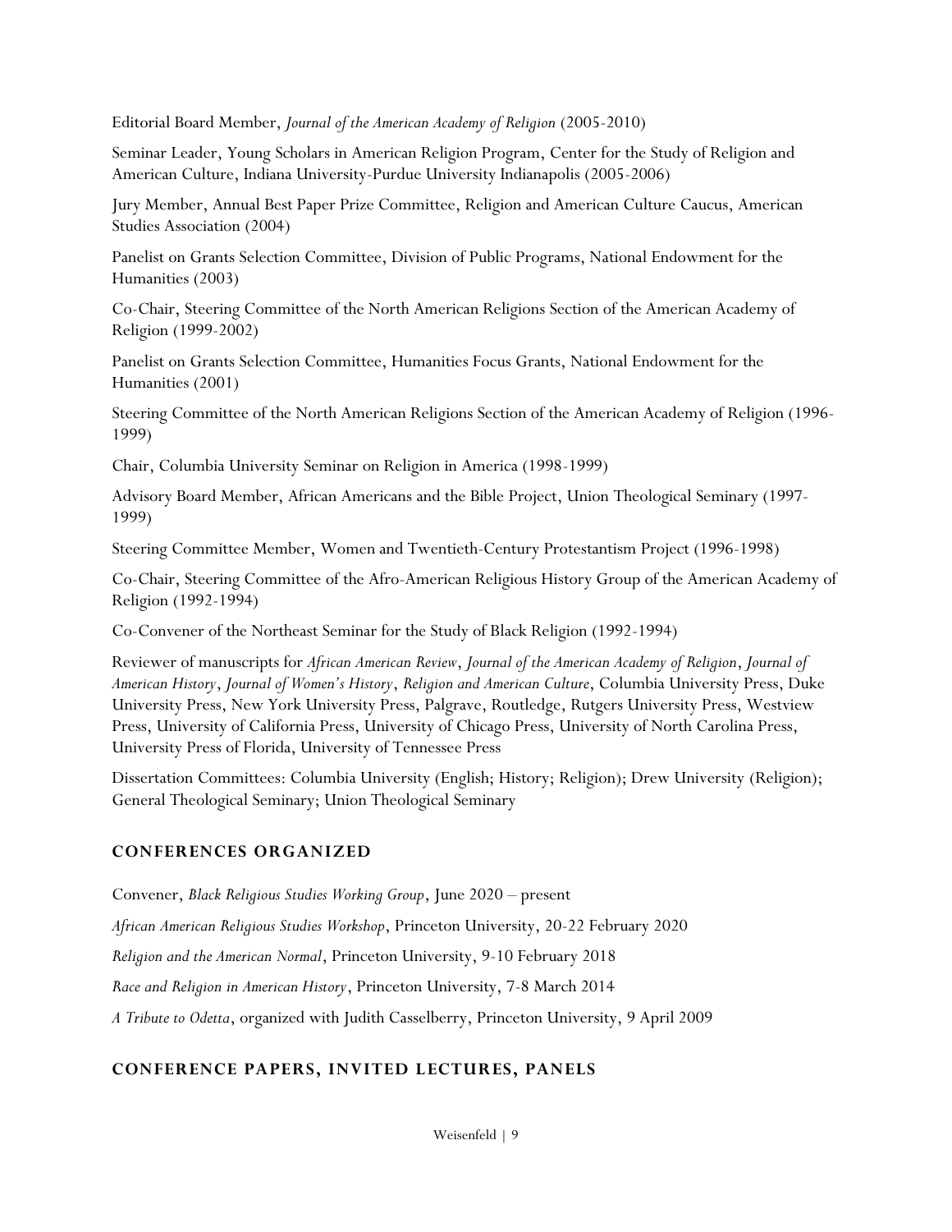Editorial Board Member, *Journal of the American Academy of Religion* (2005-2010)

Seminar Leader, Young Scholars in American Religion Program, Center for the Study of Religion and American Culture, Indiana University-Purdue University Indianapolis (2005-2006)

Jury Member, Annual Best Paper Prize Committee, Religion and American Culture Caucus, American Studies Association (2004)

Panelist on Grants Selection Committee, Division of Public Programs, National Endowment for the Humanities (2003)

Co-Chair, Steering Committee of the North American Religions Section of the American Academy of Religion (1999-2002)

Panelist on Grants Selection Committee, Humanities Focus Grants, National Endowment for the Humanities (2001)

Steering Committee of the North American Religions Section of the American Academy of Religion (1996-1999)

Chair, Columbia University Seminar on Religion in America (1998-1999)

Advisory Board Member, African Americans and the Bible Project, Union Theological Seminary (1997-1999)

Steering Committee Member, Women and Twentieth-Century Protestantism Project (1996-1998)

Co-Chair, Steering Committee of the Afro-American Religious History Group of the American Academy of Religion (1992-1994)

Co-Convener of the Northeast Seminar for the Study of Black Religion (1992-1994)

Reviewer of manuscripts for *African American Review*, *Journal of the American Academy of Religion*, *Journal of American History*, *Journal of Women's History*, *Religion and American Culture*, Columbia University Press, Duke University Press, New York University Press, Palgrave, Routledge, Rutgers University Press, Westview Press, University of California Press, University of Chicago Press, University of North Carolina Press, University Press of Florida, University of Tennessee Press

Dissertation Committees: Columbia University (English; History; Religion); Drew University (Religion); General Theological Seminary; Union Theological Seminary

## CONFERENCES ORGANIZED

Convener, *Black Religious Studies Working Group*, June 2020 – present

*African American Religious Studies Workshop*, Princeton University, 20-22 February 2020

*Religion and the American Normal*, Princeton University, 9-10 February 2018

*Race and Religion in American History*, Princeton University, 7-8 March 2014

*A Tribute to Odetta*, organized with Judith Casselberry, Princeton University, 9 April 2009

## CONFERENCE PAPERS, INVITED LECTURES, PANELS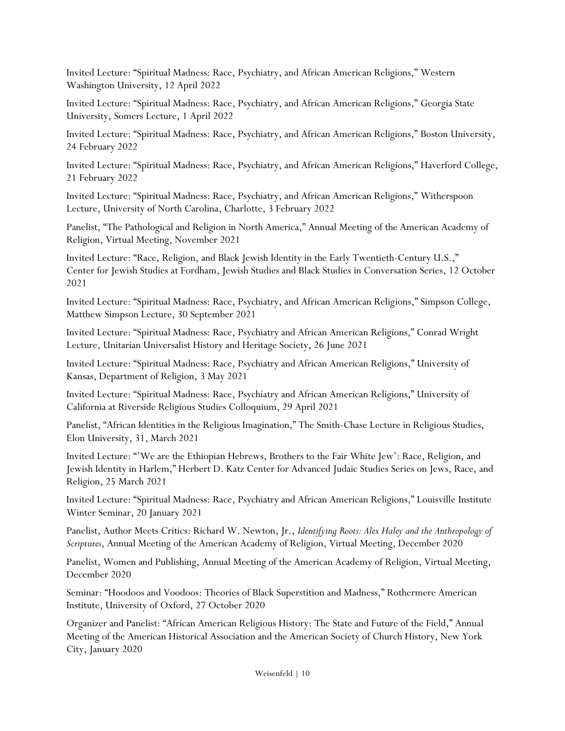Invited Lecture: "Spiritual Madness: Race, Psychiatry, and African American Religions," Western Washington University, 12 April 2022

Invited Lecture: "Spiritual Madness: Race, Psychiatry, and African American Religions," Georgia State University, Somers Lecture, 1 April 2022

Invited Lecture: "Spiritual Madness: Race, Psychiatry, and African American Religions," Boston University, 24 February 2022

Invited Lecture: "Spiritual Madness: Race, Psychiatry, and African American Religions," Haverford College, 21 February 2022

Invited Lecture: "Spiritual Madness: Race, Psychiatry, and African American Religions," Witherspoon Lecture, University of North Carolina, Charlotte, 3 February 2022

Panelist, "The Pathological and Religion in North America," Annual Meeting of the American Academy of Religion, Virtual Meeting, November 2021

Invited Lecture: "Race, Religion, and Black Jewish Identity in the Early Twentieth-Century U.S.," Center for Jewish Studies at Fordham, Jewish Studies and Black Studies in Conversation Series, 12 October 2021

Invited Lecture: "Spiritual Madness: Race, Psychiatry, and African American Religions," Simpson College, Matthew Simpson Lecture, 30 September 2021

Invited Lecture: "Spiritual Madness: Race, Psychiatry and African American Religions," Conrad Wright Lecture, Unitarian Universalist History and Heritage Society, 26 June 2021

Invited Lecture: "Spiritual Madness: Race, Psychiatry and African American Religions," University of Kansas, Department of Religion, 3 May 2021

Invited Lecture: "Spiritual Madness: Race, Psychiatry and African American Religions," University of California at Riverside Religious Studies Colloquium, 29 April 2021

Panelist, "African Identities in the Religious Imagination," The Smith-Chase Lecture in Religious Studies, Elon University, 31, March 2021

Invited Lecture: "'We are the Ethiopian Hebrews, Brothers to the Fair White Jew': Race, Religion, and Jewish Identity in Harlem," Herbert D. Katz Center for Advanced Judaic Studies Series on Jews, Race, and Religion, 25 March 2021

Invited Lecture: "Spiritual Madness: Race, Psychiatry and African American Religions," Louisville Institute Winter Seminar, 20 January 2021

Panelist, Author Meets Critics: Richard W. Newton, Jr., *Identifying Roots: Alex Haley and the Anthropology of Scriptures*, Annual Meeting of the American Academy of Religion, Virtual Meeting, December 2020

Panelist, Women and Publishing, Annual Meeting of the American Academy of Religion, Virtual Meeting, December 2020

Seminar: "Hoodoos and Voodoos: Theories of Black Superstition and Madness," Rothermere American Institute, University of Oxford, 27 October 2020

Organizer and Panelist: "African American Religious History: The State and Future of the Field," Annual Meeting of the American Historical Association and the American Society of Church History, New York City, January 2020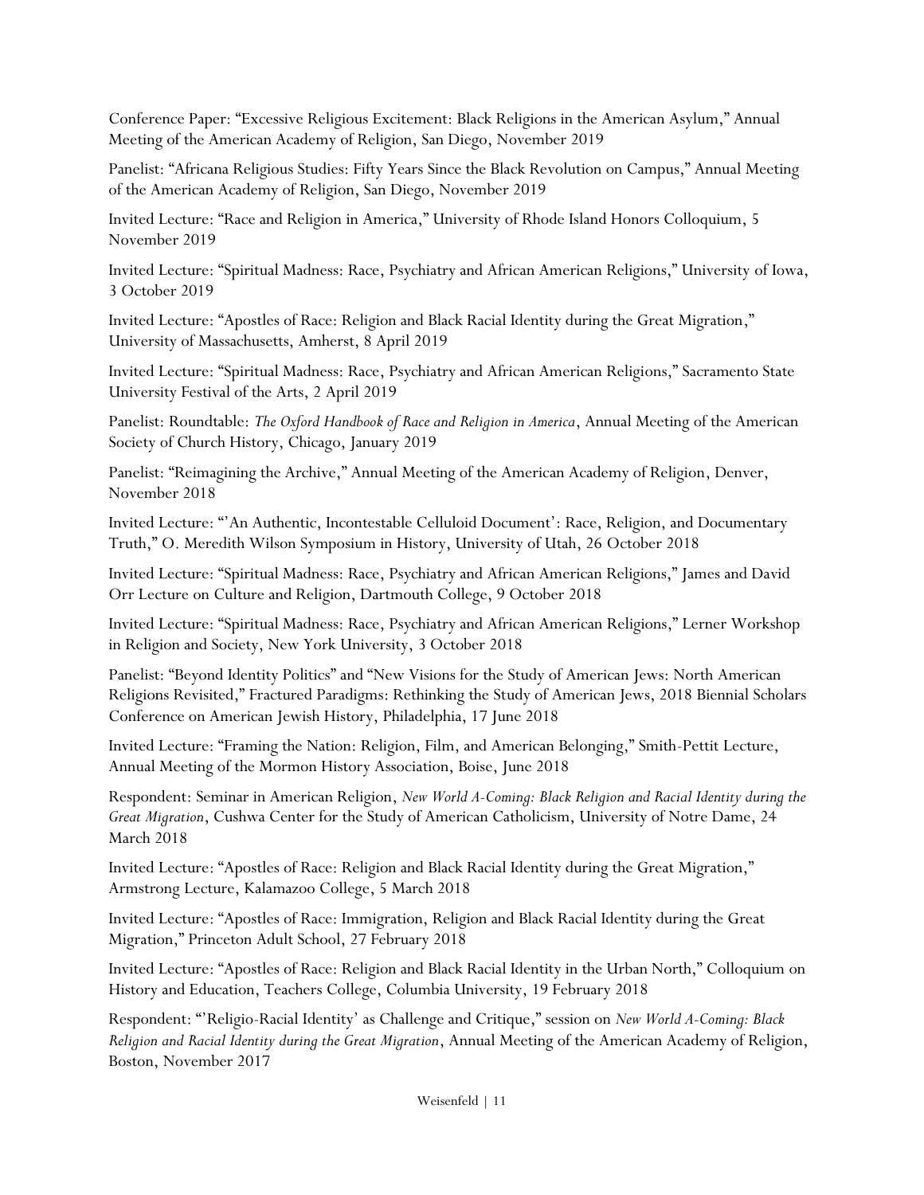Conference Paper: "Excessive Religious Excitement: Black Religions in the American Asylum," Annual Meeting of the American Academy of Religion, San Diego, November 2019

Panelist: "Africana Religious Studies: Fifty Years Since the Black Revolution on Campus," Annual Meeting of the American Academy of Religion, San Diego, November 2019

Invited Lecture: "Race and Religion in America," University of Rhode Island Honors Colloquium, 5 November 2019

Invited Lecture: "Spiritual Madness: Race, Psychiatry and African American Religions," University of Iowa, 3 October 2019

Invited Lecture: "Apostles of Race: Religion and Black Racial Identity during the Great Migration," University of Massachusetts, Amherst, 8 April 2019

Invited Lecture: "Spiritual Madness: Race, Psychiatry and African American Religions," Sacramento State University Festival of the Arts, 2 April 2019

Panelist: Roundtable: *The Oxford Handbook of Race and Religion in America*, Annual Meeting of the American Society of Church History, Chicago, January 2019

Panelist: "Reimagining the Archive," Annual Meeting of the American Academy of Religion, Denver, November 2018

Invited Lecture: "'An Authentic, Incontestable Celluloid Document': Race, Religion, and Documentary Truth," O. Meredith Wilson Symposium in History, University of Utah, 26 October 2018

Invited Lecture: "Spiritual Madness: Race, Psychiatry and African American Religions," James and David Orr Lecture on Culture and Religion, Dartmouth College, 9 October 2018

Invited Lecture: "Spiritual Madness: Race, Psychiatry and African American Religions," Lerner Workshop in Religion and Society, New York University, 3 October 2018

Panelist: "Beyond Identity Politics" and "New Visions for the Study of American Jews: North American Religions Revisited," Fractured Paradigms: Rethinking the Study of American Jews, 2018 Biennial Scholars Conference on American Jewish History, Philadelphia, 17 June 2018

Invited Lecture: "Framing the Nation: Religion, Film, and American Belonging," Smith-Pettit Lecture, Annual Meeting of the Mormon History Association, Boise, June 2018

Respondent: Seminar in American Religion, *New World A-Coming: Black Religion and Racial Identity during the Great Migration*, Cushwa Center for the Study of American Catholicism, University of Notre Dame, 24 March 2018

Invited Lecture: "Apostles of Race: Religion and Black Racial Identity during the Great Migration," Armstrong Lecture, Kalamazoo College, 5 March 2018

Invited Lecture: "Apostles of Race: Immigration, Religion and Black Racial Identity during the Great Migration," Princeton Adult School, 27 February 2018

Invited Lecture: "Apostles of Race: Religion and Black Racial Identity in the Urban North," Colloquium on History and Education, Teachers College, Columbia University, 19 February 2018

Respondent: "'Religio-Racial Identity' as Challenge and Critique," session on *New World A-Coming: Black Religion and Racial Identity during the Great Migration*, Annual Meeting of the American Academy of Religion, Boston, November 2017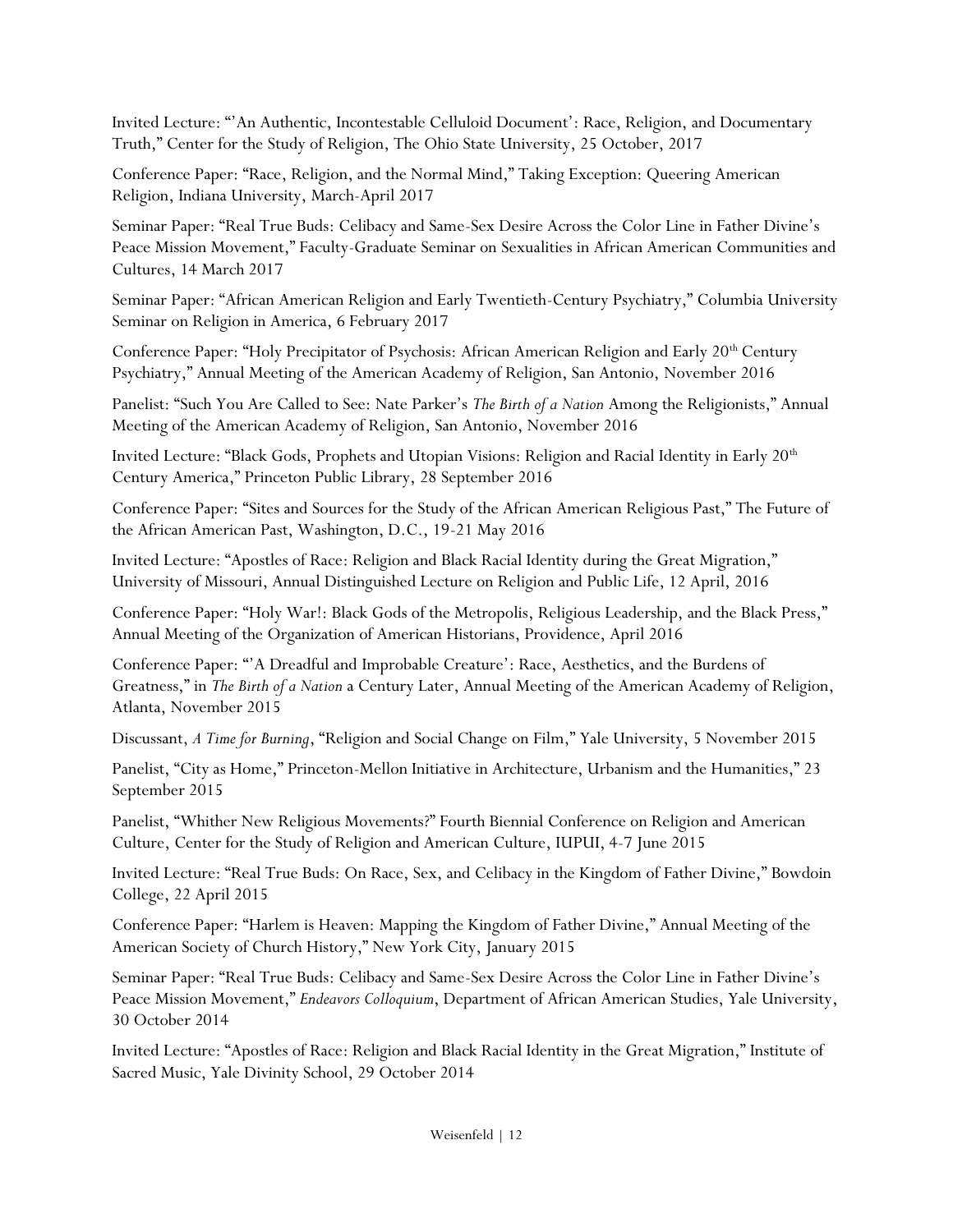Invited Lecture: "'An Authentic, Incontestable Celluloid Document': Race, Religion, and Documentary Truth," Center for the Study of Religion, The Ohio State University, 25 October, 2017

Conference Paper: "Race, Religion, and the Normal Mind," Taking Exception: Queering American Religion, Indiana University, March-April 2017

Seminar Paper: "Real True Buds: Celibacy and Same-Sex Desire Across the Color Line in Father Divine's Peace Mission Movement," Faculty-Graduate Seminar on Sexualities in African American Communities and Cultures, 14 March 2017

Seminar Paper: "African American Religion and Early Twentieth-Century Psychiatry," Columbia University Seminar on Religion in America, 6 February 2017

Conference Paper: "Holy Precipitator of Psychosis: African American Religion and Early 20th Century Psychiatry," Annual Meeting of the American Academy of Religion, San Antonio, November 2016

Panelist: "Such You Are Called to See: Nate Parker's *The Birth of a Nation* Among the Religionists," Annual Meeting of the American Academy of Religion, San Antonio, November 2016

Invited Lecture: "Black Gods, Prophets and Utopian Visions: Religion and Racial Identity in Early 20th Century America," Princeton Public Library, 28 September 2016

Conference Paper: "Sites and Sources for the Study of the African American Religious Past," The Future of the African American Past, Washington, D.C., 19-21 May 2016

Invited Lecture: "Apostles of Race: Religion and Black Racial Identity during the Great Migration," University of Missouri, Annual Distinguished Lecture on Religion and Public Life, 12 April, 2016

Conference Paper: "Holy War!: Black Gods of the Metropolis, Religious Leadership, and the Black Press," Annual Meeting of the Organization of American Historians, Providence, April 2016

Conference Paper: "'A Dreadful and Improbable Creature': Race, Aesthetics, and the Burdens of Greatness," in *The Birth of a Nation* a Century Later, Annual Meeting of the American Academy of Religion, Atlanta, November 2015

Discussant, *A Time for Burning*, "Religion and Social Change on Film," Yale University, 5 November 2015

Panelist, "City as Home," Princeton-Mellon Initiative in Architecture, Urbanism and the Humanities," 23 September 2015

Panelist, "Whither New Religious Movements?" Fourth Biennial Conference on Religion and American Culture, Center for the Study of Religion and American Culture, IUPUI, 4-7 June 2015

Invited Lecture: "Real True Buds: On Race, Sex, and Celibacy in the Kingdom of Father Divine," Bowdoin College, 22 April 2015

Conference Paper: "Harlem is Heaven: Mapping the Kingdom of Father Divine," Annual Meeting of the American Society of Church History," New York City, January 2015

Seminar Paper: "Real True Buds: Celibacy and Same-Sex Desire Across the Color Line in Father Divine's Peace Mission Movement," *Endeavors Colloquium*, Department of African American Studies, Yale University, 30 October 2014

Invited Lecture: "Apostles of Race: Religion and Black Racial Identity in the Great Migration," Institute of Sacred Music, Yale Divinity School, 29 October 2014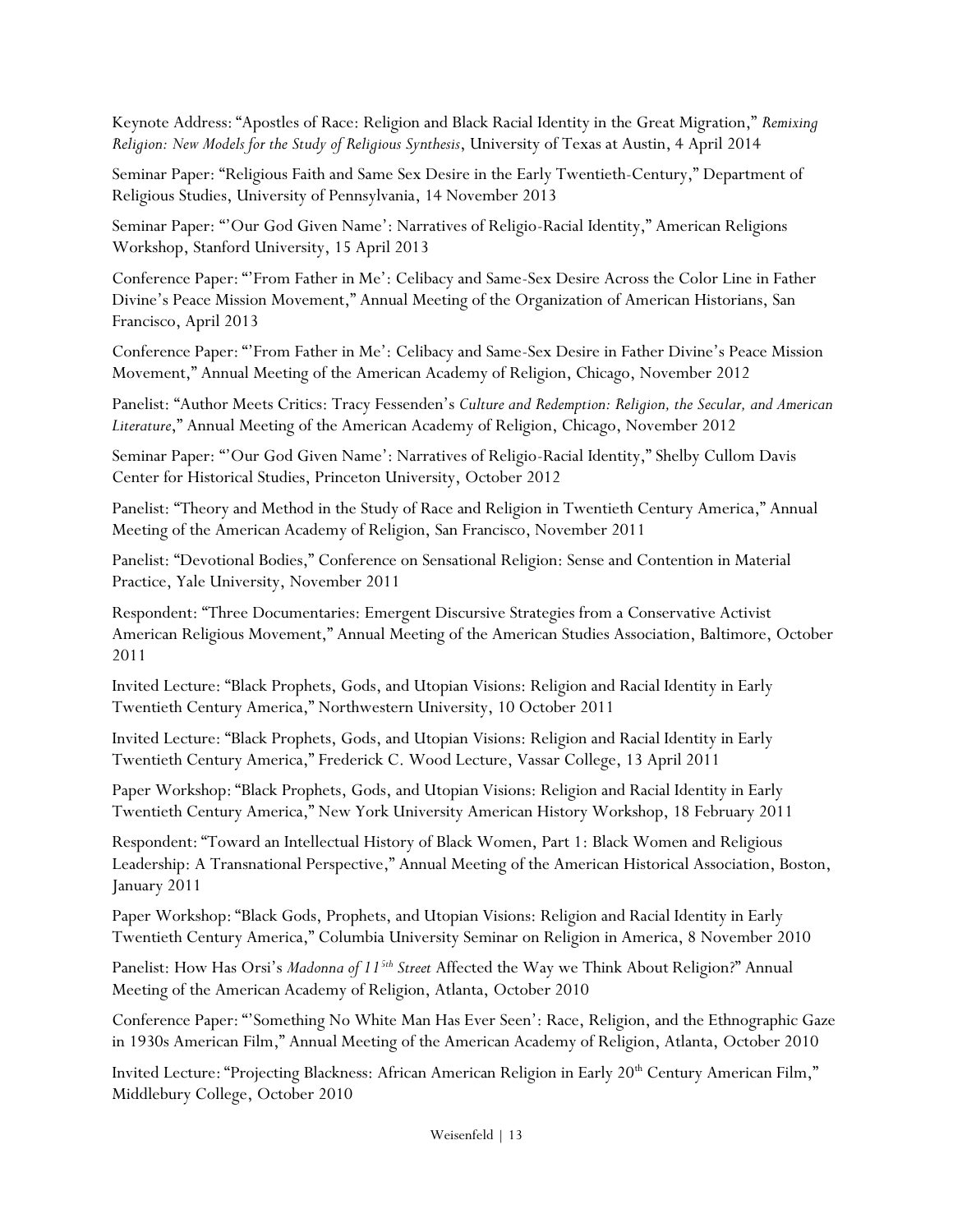Keynote Address: "Apostles of Race: Religion and Black Racial Identity in the Great Migration," *Remixing Religion: New Models for the Study of Religious Synthesis*, University of Texas at Austin, 4 April 2014

Seminar Paper: "Religious Faith and Same Sex Desire in the Early Twentieth-Century," Department of Religious Studies, University of Pennsylvania, 14 November 2013

Seminar Paper: "'Our God Given Name': Narratives of Religio-Racial Identity," American Religions Workshop, Stanford University, 15 April 2013

Conference Paper: "'From Father in Me': Celibacy and Same-Sex Desire Across the Color Line in Father Divine's Peace Mission Movement," Annual Meeting of the Organization of American Historians, San Francisco, April 2013

Conference Paper: "'From Father in Me': Celibacy and Same-Sex Desire in Father Divine's Peace Mission Movement," Annual Meeting of the American Academy of Religion, Chicago, November 2012

Panelist: "Author Meets Critics: Tracy Fessenden's *Culture and Redemption: Religion, the Secular, and American Literature*," Annual Meeting of the American Academy of Religion, Chicago, November 2012

Seminar Paper: "'Our God Given Name': Narratives of Religio-Racial Identity," Shelby Cullom Davis Center for Historical Studies, Princeton University, October 2012

Panelist: "Theory and Method in the Study of Race and Religion in Twentieth Century America," Annual Meeting of the American Academy of Religion, San Francisco, November 2011

Panelist: "Devotional Bodies," Conference on Sensational Religion: Sense and Contention in Material Practice, Yale University, November 2011

Respondent: "Three Documentaries: Emergent Discursive Strategies from a Conservative Activist American Religious Movement," Annual Meeting of the American Studies Association, Baltimore, October 2011

Invited Lecture: "Black Prophets, Gods, and Utopian Visions: Religion and Racial Identity in Early Twentieth Century America," Northwestern University, 10 October 2011

Invited Lecture: "Black Prophets, Gods, and Utopian Visions: Religion and Racial Identity in Early Twentieth Century America," Frederick C. Wood Lecture, Vassar College, 13 April 2011

Paper Workshop: "Black Prophets, Gods, and Utopian Visions: Religion and Racial Identity in Early Twentieth Century America," New York University American History Workshop, 18 February 2011

Respondent: "Toward an Intellectual History of Black Women, Part 1: Black Women and Religious Leadership: A Transnational Perspective," Annual Meeting of the American Historical Association, Boston, January 2011

Paper Workshop: "Black Gods, Prophets, and Utopian Visions: Religion and Racial Identity in Early Twentieth Century America," Columbia University Seminar on Religion in America, 8 November 2010

Panelist: How Has Orsi's *Madonna of 115th Street* Affected the Way we Think About Religion?" Annual Meeting of the American Academy of Religion, Atlanta, October 2010

Conference Paper: "'Something No White Man Has Ever Seen': Race, Religion, and the Ethnographic Gaze in 1930s American Film," Annual Meeting of the American Academy of Religion, Atlanta, October 2010

Invited Lecture: "Projecting Blackness: African American Religion in Early 20th Century American Film," Middlebury College, October 2010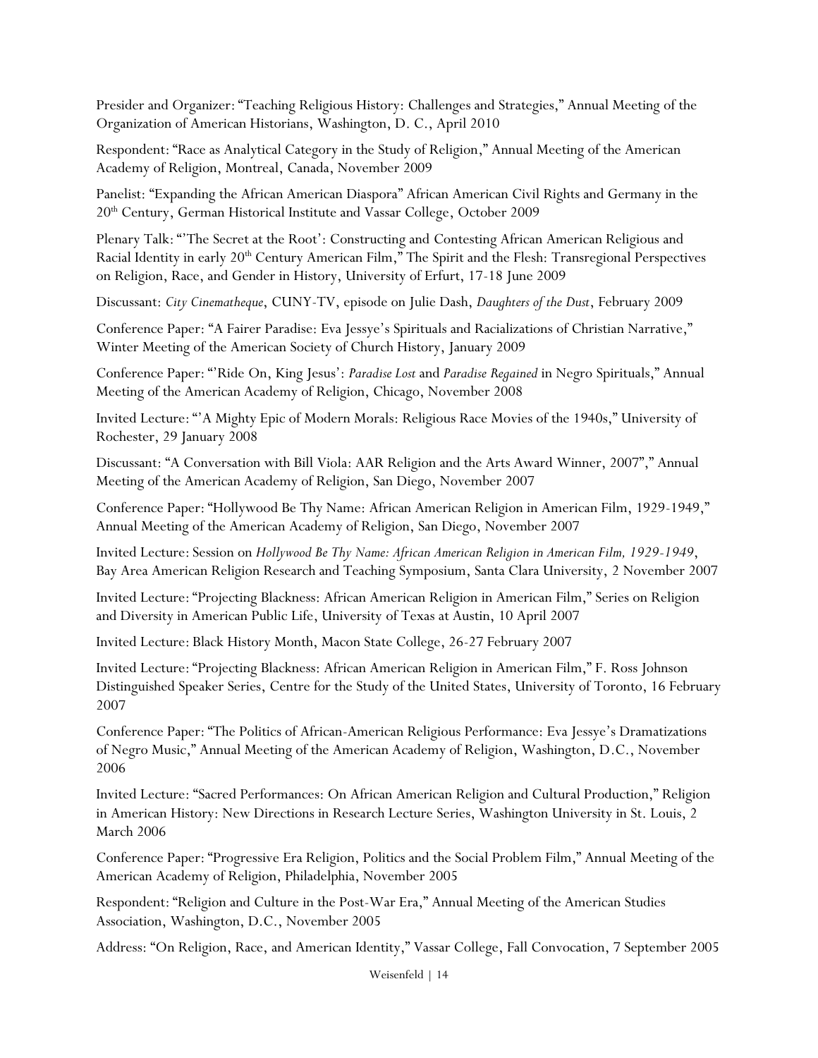Presider and Organizer: "Teaching Religious History: Challenges and Strategies," Annual Meeting of the Organization of American Historians, Washington, D. C., April 2010

Respondent: "Race as Analytical Category in the Study of Religion," Annual Meeting of the American Academy of Religion, Montreal, Canada, November 2009

Panelist: "Expanding the African American Diaspora" African American Civil Rights and Germany in the 20th Century, German Historical Institute and Vassar College, October 2009

Plenary Talk: "'The Secret at the Root': Constructing and Contesting African American Religious and Racial Identity in early 20th Century American Film," The Spirit and the Flesh: Transregional Perspectives on Religion, Race, and Gender in History, University of Erfurt, 17-18 June 2009

Discussant: *City Cinematheque*, CUNY-TV, episode on Julie Dash, *Daughters of the Dust*, February 2009

Conference Paper: "A Fairer Paradise: Eva Jessye's Spirituals and Racializations of Christian Narrative," Winter Meeting of the American Society of Church History, January 2009

Conference Paper: "'Ride On, King Jesus': *Paradise Lost* and *Paradise Regained* in Negro Spirituals," Annual Meeting of the American Academy of Religion, Chicago, November 2008

Invited Lecture: "'A Mighty Epic of Modern Morals: Religious Race Movies of the 1940s," University of Rochester, 29 January 2008

Discussant: "A Conversation with Bill Viola: AAR Religion and the Arts Award Winner, 2007"," Annual Meeting of the American Academy of Religion, San Diego, November 2007

Conference Paper: "Hollywood Be Thy Name: African American Religion in American Film, 1929-1949," Annual Meeting of the American Academy of Religion, San Diego, November 2007

Invited Lecture: Session on *Hollywood Be Thy Name: African American Religion in American Film, 1929-1949*, Bay Area American Religion Research and Teaching Symposium, Santa Clara University, 2 November 2007

Invited Lecture: "Projecting Blackness: African American Religion in American Film," Series on Religion and Diversity in American Public Life, University of Texas at Austin, 10 April 2007

Invited Lecture: Black History Month, Macon State College, 26-27 February 2007

Invited Lecture: "Projecting Blackness: African American Religion in American Film," F. Ross Johnson Distinguished Speaker Series, Centre for the Study of the United States, University of Toronto, 16 February 2007

Conference Paper: "The Politics of African-American Religious Performance: Eva Jessye's Dramatizations of Negro Music," Annual Meeting of the American Academy of Religion, Washington, D.C., November 2006

Invited Lecture: "Sacred Performances: On African American Religion and Cultural Production," Religion in American History: New Directions in Research Lecture Series, Washington University in St. Louis, 2 March 2006

Conference Paper: "Progressive Era Religion, Politics and the Social Problem Film," Annual Meeting of the American Academy of Religion, Philadelphia, November 2005

Respondent: "Religion and Culture in the Post-War Era," Annual Meeting of the American Studies Association, Washington, D.C., November 2005

Address: "On Religion, Race, and American Identity," Vassar College, Fall Convocation, 7 September 2005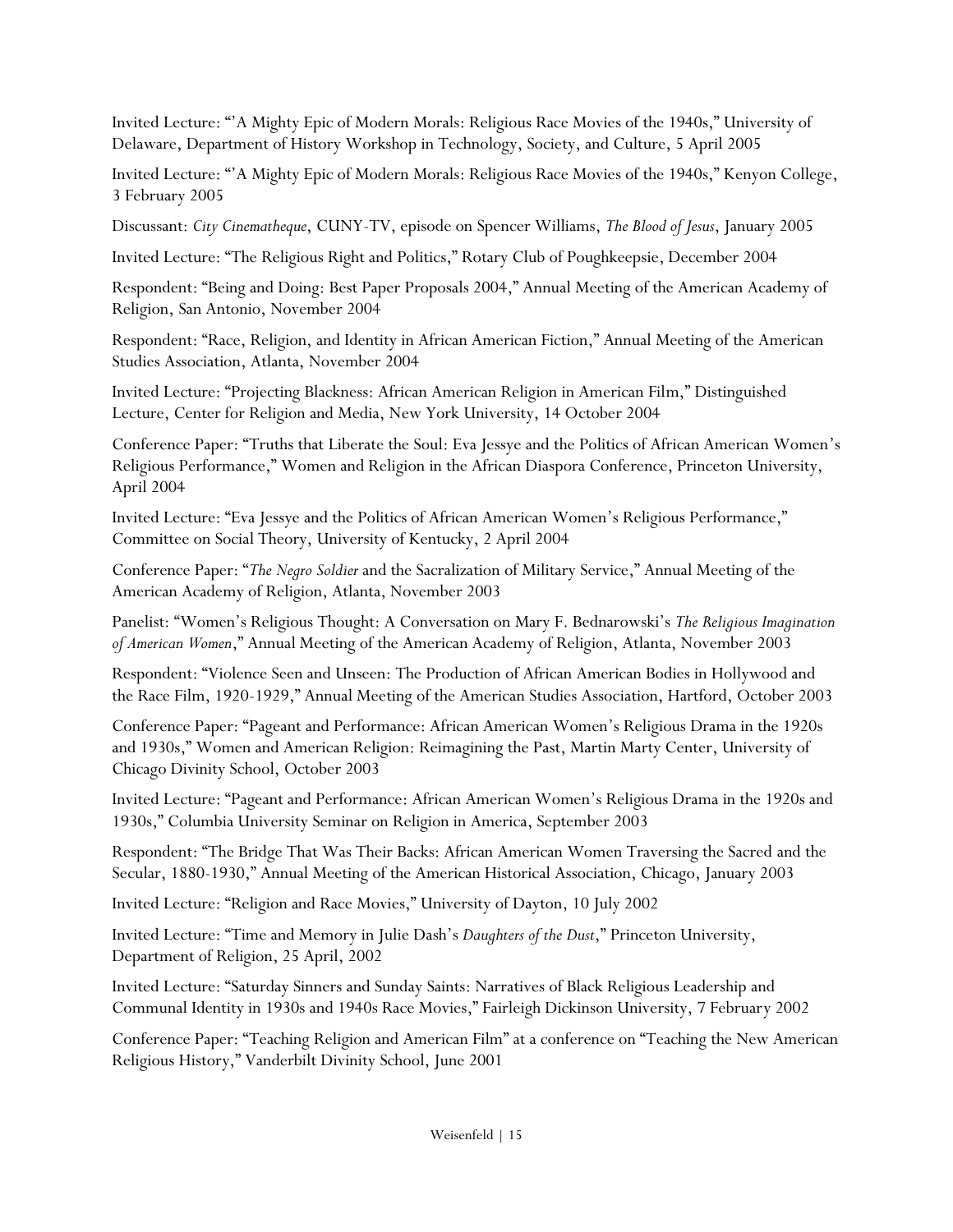Invited Lecture: "'A Mighty Epic of Modern Morals: Religious Race Movies of the 1940s," University of Delaware, Department of History Workshop in Technology, Society, and Culture, 5 April 2005

Invited Lecture: "'A Mighty Epic of Modern Morals: Religious Race Movies of the 1940s," Kenyon College, 3 February 2005

Discussant: *City Cinematheque*, CUNY-TV, episode on Spencer Williams, *The Blood of Jesus*, January 2005

Invited Lecture: "The Religious Right and Politics," Rotary Club of Poughkeepsie, December 2004

Respondent: "Being and Doing: Best Paper Proposals 2004," Annual Meeting of the American Academy of Religion, San Antonio, November 2004

Respondent: "Race, Religion, and Identity in African American Fiction," Annual Meeting of the American Studies Association, Atlanta, November 2004

Invited Lecture: "Projecting Blackness: African American Religion in American Film," Distinguished Lecture, Center for Religion and Media, New York University, 14 October 2004

Conference Paper: "Truths that Liberate the Soul: Eva Jessye and the Politics of African American Women's Religious Performance," Women and Religion in the African Diaspora Conference, Princeton University, April 2004

Invited Lecture: "Eva Jessye and the Politics of African American Women's Religious Performance," Committee on Social Theory, University of Kentucky, 2 April 2004

Conference Paper: "*The Negro Soldier* and the Sacralization of Military Service," Annual Meeting of the American Academy of Religion, Atlanta, November 2003

Panelist: "Women's Religious Thought: A Conversation on Mary F. Bednarowski's *The Religious Imagination of American Women*," Annual Meeting of the American Academy of Religion, Atlanta, November 2003

Respondent: "Violence Seen and Unseen: The Production of African American Bodies in Hollywood and the Race Film, 1920-1929," Annual Meeting of the American Studies Association, Hartford, October 2003

Conference Paper: "Pageant and Performance: African American Women's Religious Drama in the 1920s and 1930s," Women and American Religion: Reimagining the Past, Martin Marty Center, University of Chicago Divinity School, October 2003

Invited Lecture: "Pageant and Performance: African American Women's Religious Drama in the 1920s and 1930s," Columbia University Seminar on Religion in America, September 2003

Respondent: "The Bridge That Was Their Backs: African American Women Traversing the Sacred and the Secular, 1880-1930," Annual Meeting of the American Historical Association, Chicago, January 2003

Invited Lecture: "Religion and Race Movies," University of Dayton, 10 July 2002

Invited Lecture: "Time and Memory in Julie Dash's *Daughters of the Dust*," Princeton University, Department of Religion, 25 April, 2002

Invited Lecture: "Saturday Sinners and Sunday Saints: Narratives of Black Religious Leadership and Communal Identity in 1930s and 1940s Race Movies," Fairleigh Dickinson University, 7 February 2002

Conference Paper: "Teaching Religion and American Film" at a conference on "Teaching the New American Religious History," Vanderbilt Divinity School, June 2001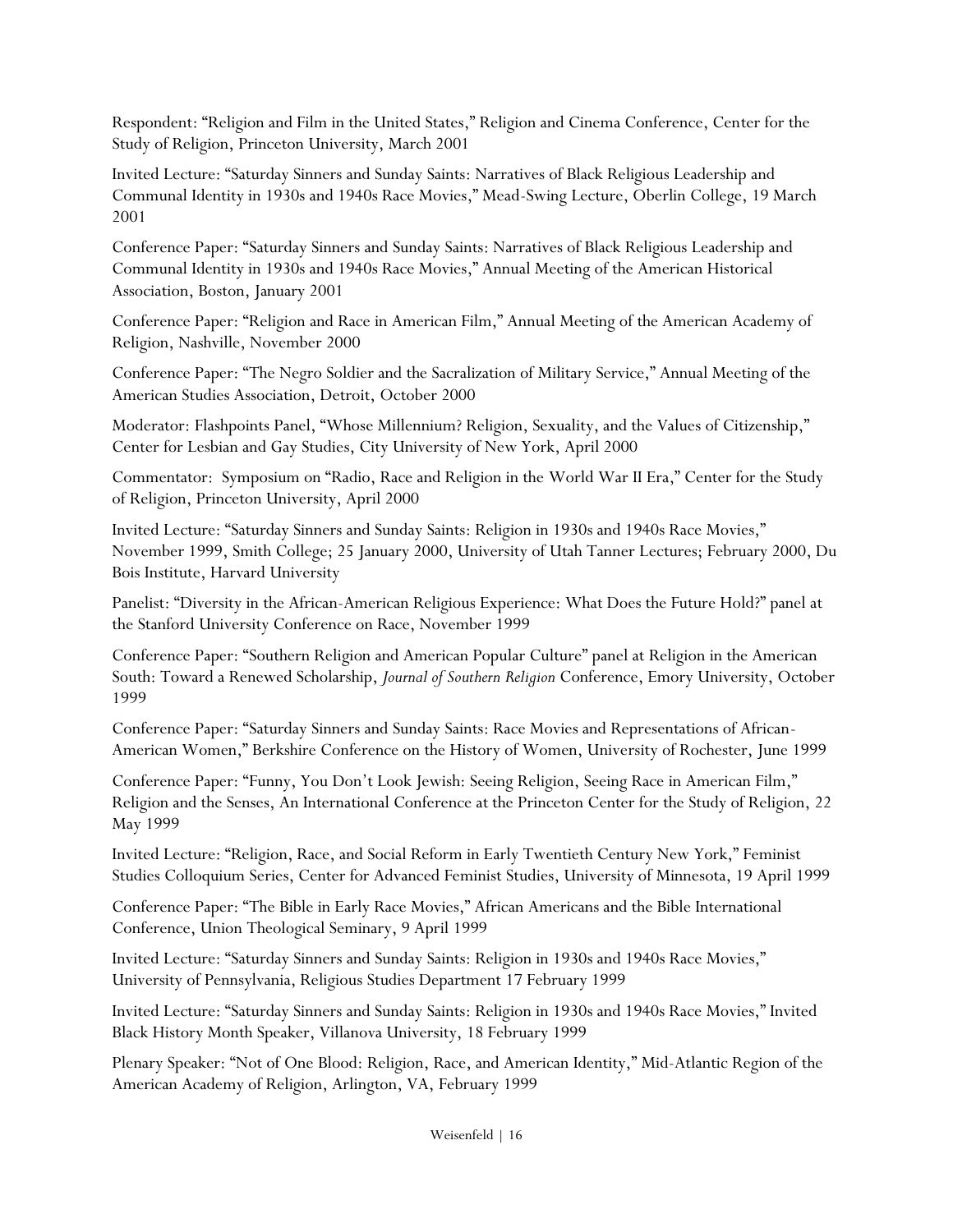Respondent: "Religion and Film in the United States," Religion and Cinema Conference, Center for the Study of Religion, Princeton University, March 2001

Invited Lecture: "Saturday Sinners and Sunday Saints: Narratives of Black Religious Leadership and Communal Identity in 1930s and 1940s Race Movies," Mead-Swing Lecture, Oberlin College, 19 March 2001

Conference Paper: "Saturday Sinners and Sunday Saints: Narratives of Black Religious Leadership and Communal Identity in 1930s and 1940s Race Movies," Annual Meeting of the American Historical Association, Boston, January 2001

Conference Paper: "Religion and Race in American Film," Annual Meeting of the American Academy of Religion, Nashville, November 2000

Conference Paper: "The Negro Soldier and the Sacralization of Military Service," Annual Meeting of the American Studies Association, Detroit, October 2000

Moderator: Flashpoints Panel, "Whose Millennium? Religion, Sexuality, and the Values of Citizenship," Center for Lesbian and Gay Studies, City University of New York, April 2000

Commentator: Symposium on "Radio, Race and Religion in the World War II Era," Center for the Study of Religion, Princeton University, April 2000

Invited Lecture: "Saturday Sinners and Sunday Saints: Religion in 1930s and 1940s Race Movies," November 1999, Smith College; 25 January 2000, University of Utah Tanner Lectures; February 2000, Du Bois Institute, Harvard University

Panelist: "Diversity in the African-American Religious Experience: What Does the Future Hold?" panel at the Stanford University Conference on Race, November 1999

Conference Paper: "Southern Religion and American Popular Culture" panel at Religion in the American South: Toward a Renewed Scholarship, *Journal of Southern Religion* Conference, Emory University, October 1999

Conference Paper: "Saturday Sinners and Sunday Saints: Race Movies and Representations of African-American Women," Berkshire Conference on the History of Women, University of Rochester, June 1999

Conference Paper: "Funny, You Don't Look Jewish: Seeing Religion, Seeing Race in American Film," Religion and the Senses, An International Conference at the Princeton Center for the Study of Religion, 22 May 1999

Invited Lecture: "Religion, Race, and Social Reform in Early Twentieth Century New York," Feminist Studies Colloquium Series, Center for Advanced Feminist Studies, University of Minnesota, 19 April 1999

Conference Paper: "The Bible in Early Race Movies," African Americans and the Bible International Conference, Union Theological Seminary, 9 April 1999

Invited Lecture: "Saturday Sinners and Sunday Saints: Religion in 1930s and 1940s Race Movies," University of Pennsylvania, Religious Studies Department 17 February 1999

Invited Lecture: "Saturday Sinners and Sunday Saints: Religion in 1930s and 1940s Race Movies," Invited Black History Month Speaker, Villanova University, 18 February 1999

Plenary Speaker: "Not of One Blood: Religion, Race, and American Identity," Mid-Atlantic Region of the American Academy of Religion, Arlington, VA, February 1999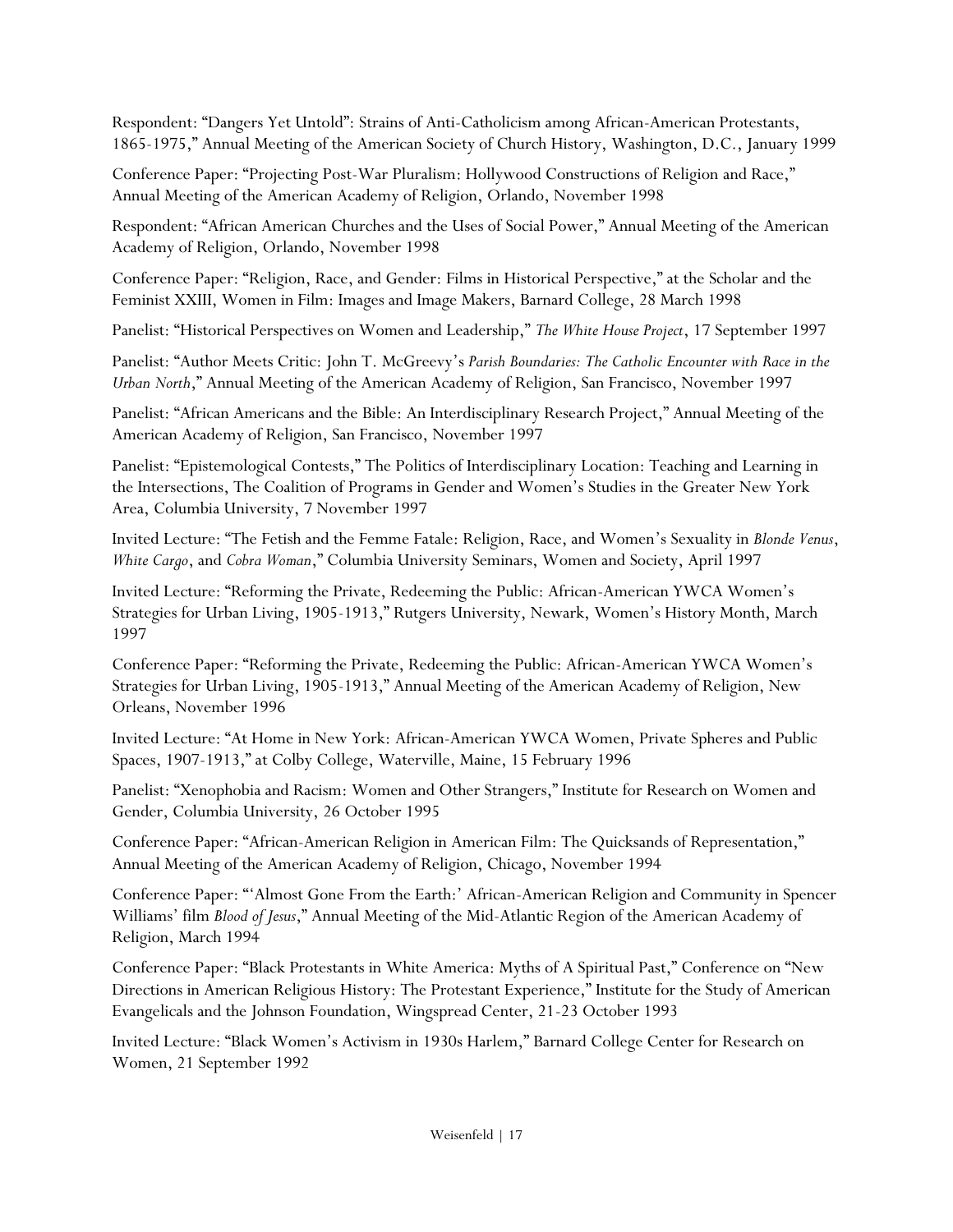Respondent: "Dangers Yet Untold": Strains of Anti-Catholicism among African-American Protestants, 1865-1975," Annual Meeting of the American Society of Church History, Washington, D.C., January 1999

Conference Paper: "Projecting Post-War Pluralism: Hollywood Constructions of Religion and Race," Annual Meeting of the American Academy of Religion, Orlando, November 1998

Respondent: "African American Churches and the Uses of Social Power," Annual Meeting of the American Academy of Religion, Orlando, November 1998

Conference Paper: "Religion, Race, and Gender: Films in Historical Perspective," at the Scholar and the Feminist XXIII, Women in Film: Images and Image Makers, Barnard College, 28 March 1998

Panelist: "Historical Perspectives on Women and Leadership," *The White House Project*, 17 September 1997

Panelist: "Author Meets Critic: John T. McGreevy's *Parish Boundaries: The Catholic Encounter with Race in the Urban North*," Annual Meeting of the American Academy of Religion, San Francisco, November 1997

Panelist: "African Americans and the Bible: An Interdisciplinary Research Project," Annual Meeting of the American Academy of Religion, San Francisco, November 1997

Panelist: "Epistemological Contests," The Politics of Interdisciplinary Location: Teaching and Learning in the Intersections, The Coalition of Programs in Gender and Women's Studies in the Greater New York Area, Columbia University, 7 November 1997

Invited Lecture: "The Fetish and the Femme Fatale: Religion, Race, and Women's Sexuality in *Blonde Venus*, *White Cargo*, and *Cobra Woman*," Columbia University Seminars, Women and Society, April 1997

Invited Lecture: "Reforming the Private, Redeeming the Public: African-American YWCA Women's Strategies for Urban Living, 1905-1913," Rutgers University, Newark, Women's History Month, March 1997

Conference Paper: "Reforming the Private, Redeeming the Public: African-American YWCA Women's Strategies for Urban Living, 1905-1913," Annual Meeting of the American Academy of Religion, New Orleans, November 1996

Invited Lecture: "At Home in New York: African-American YWCA Women, Private Spheres and Public Spaces, 1907-1913," at Colby College, Waterville, Maine, 15 February 1996

Panelist: "Xenophobia and Racism: Women and Other Strangers," Institute for Research on Women and Gender, Columbia University, 26 October 1995

Conference Paper: "African-American Religion in American Film: The Quicksands of Representation," Annual Meeting of the American Academy of Religion, Chicago, November 1994

Conference Paper: "'Almost Gone From the Earth:' African-American Religion and Community in Spencer Williams' film *Blood of Jesus*," Annual Meeting of the Mid-Atlantic Region of the American Academy of Religion, March 1994

Conference Paper: "Black Protestants in White America: Myths of A Spiritual Past," Conference on "New Directions in American Religious History: The Protestant Experience," Institute for the Study of American Evangelicals and the Johnson Foundation, Wingspread Center, 21-23 October 1993

Invited Lecture: "Black Women's Activism in 1930s Harlem," Barnard College Center for Research on Women, 21 September 1992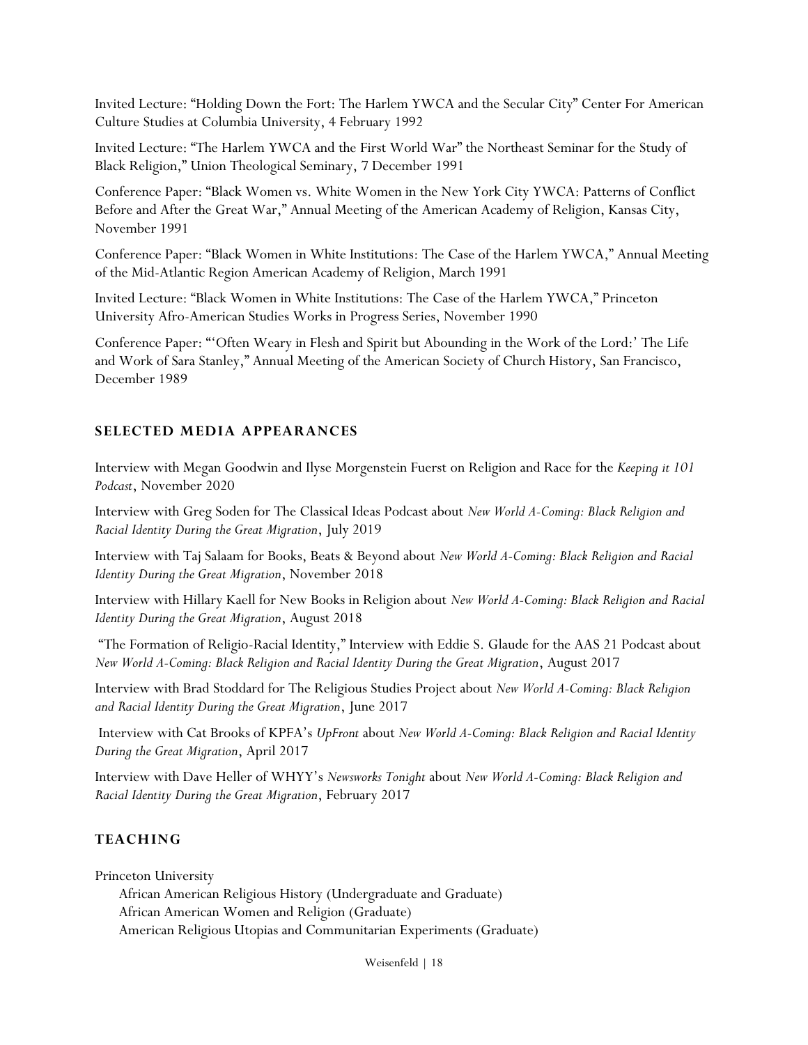Invited Lecture: "Holding Down the Fort: The Harlem YWCA and the Secular City" Center For American Culture Studies at Columbia University, 4 February 1992

Invited Lecture: "The Harlem YWCA and the First World War" the Northeast Seminar for the Study of Black Religion," Union Theological Seminary, 7 December 1991

Conference Paper: "Black Women vs. White Women in the New York City YWCA: Patterns of Conflict Before and After the Great War," Annual Meeting of the American Academy of Religion, Kansas City, November 1991

Conference Paper: "Black Women in White Institutions: The Case of the Harlem YWCA," Annual Meeting of the Mid-Atlantic Region American Academy of Religion, March 1991

Invited Lecture: "Black Women in White Institutions: The Case of the Harlem YWCA," Princeton University Afro-American Studies Works in Progress Series, November 1990

Conference Paper: "'Often Weary in Flesh and Spirit but Abounding in the Work of the Lord:' The Life and Work of Sara Stanley," Annual Meeting of the American Society of Church History, San Francisco, December 1989

## SELECTED MEDIA APPEARANCES

Interview with Megan Goodwin and Ilyse Morgenstein Fuerst on Religion and Race for the *Keeping it 101 Podcast*, November 2020

Interview with Greg Soden for The Classical Ideas Podcast about *New World A-Coming: Black Religion and Racial Identity During the Great Migration*, July 2019

Interview with Taj Salaam for Books, Beats & Beyond about *New World A-Coming: Black Religion and Racial Identity During the Great Migration*, November 2018

Interview with Hillary Kaell for New Books in Religion about *New World A-Coming: Black Religion and Racial Identity During the Great Migration*, August 2018

"The Formation of Religio-Racial Identity," Interview with Eddie S. Glaude for the AAS 21 Podcast about *New World A-Coming: Black Religion and Racial Identity During the Great Migration*, August 2017

Interview with Brad Stoddard for The Religious Studies Project about *New World A-Coming: Black Religion and Racial Identity During the Great Migration*, June 2017

Interview with Cat Brooks of KPFA's *UpFront* about *New World A-Coming: Black Religion and Racial Identity During the Great Migration*, April 2017

Interview with Dave Heller of WHYY's *Newsworks Tonight* about *New World A-Coming: Black Religion and Racial Identity During the Great Migration*, February 2017

## TEACHING

Princeton University

- African American Religious History (Undergraduate and Graduate)
- African American Women and Religion (Graduate)
- American Religious Utopias and Communitarian Experiments (Graduate)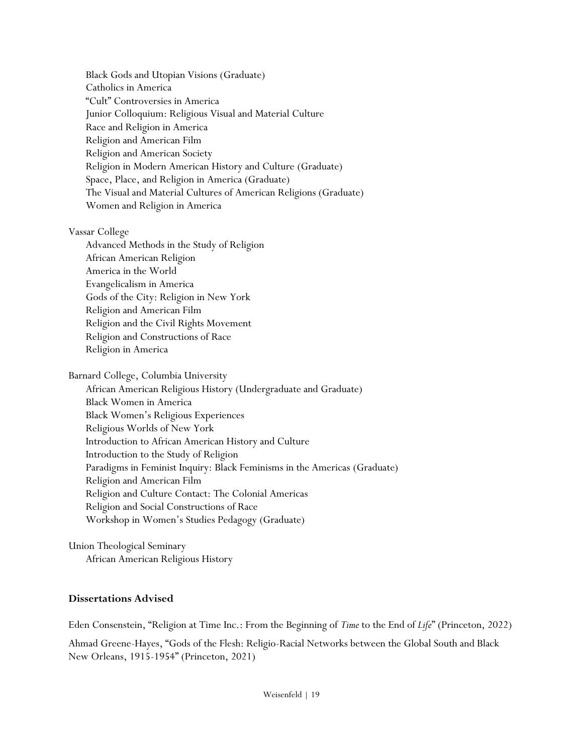Black Gods and Utopian Visions (Graduate)
Catholics in America
"Cult" Controversies in America
Junior Colloquium: Religious Visual and Material Culture
Race and Religion in America
Religion and American Film
Religion and American Society
Religion in Modern American History and Culture (Graduate)
Space, Place, and Religion in America (Graduate)
The Visual and Material Cultures of American Religions (Graduate)
Women and Religion in America

Vassar College
Advanced Methods in the Study of Religion
African American Religion
America in the World
Evangelicalism in America
Gods of the City: Religion in New York
Religion and American Film
Religion and the Civil Rights Movement
Religion and Constructions of Race
Religion in America

Barnard College, Columbia University
African American Religious History (Undergraduate and Graduate)
Black Women in America
Black Women's Religious Experiences
Religious Worlds of New York
Introduction to African American History and Culture
Introduction to the Study of Religion
Paradigms in Feminist Inquiry: Black Feminisms in the Americas (Graduate)
Religion and American Film
Religion and Culture Contact: The Colonial Americas
Religion and Social Constructions of Race
Workshop in Women's Studies Pedagogy (Graduate)

Union Theological Seminary
African American Religious History

**Dissertations Advised**

Eden Consenstein, "Religion at Time Inc.: From the Beginning of *Time* to the End of *Life*" (Princeton, 2022)

Ahmad Greene-Hayes, "Gods of the Flesh: Religio-Racial Networks between the Global South and Black New Orleans, 1915-1954" (Princeton, 2021)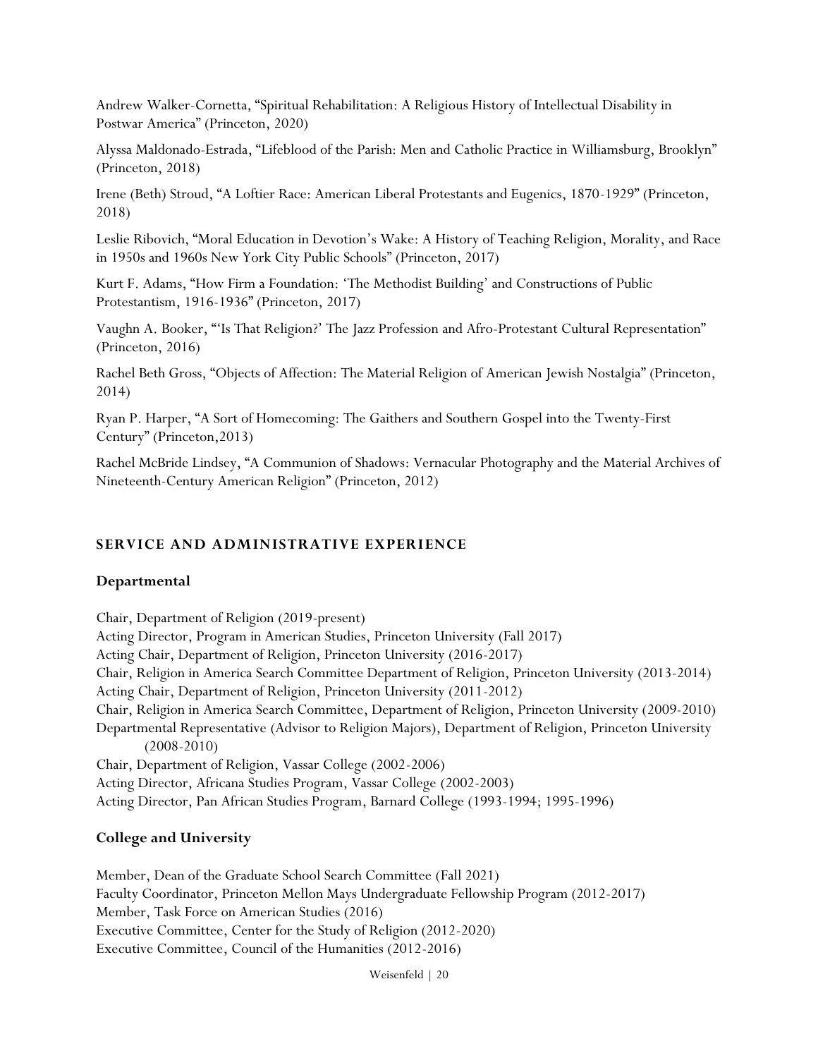Andrew Walker-Cornetta, "Spiritual Rehabilitation: A Religious History of Intellectual Disability in Postwar America" (Princeton, 2020)

Alyssa Maldonado-Estrada, "Lifeblood of the Parish: Men and Catholic Practice in Williamsburg, Brooklyn" (Princeton, 2018)

Irene (Beth) Stroud, "A Loftier Race: American Liberal Protestants and Eugenics, 1870-1929" (Princeton, 2018)

Leslie Ribovich, "Moral Education in Devotion's Wake: A History of Teaching Religion, Morality, and Race in 1950s and 1960s New York City Public Schools" (Princeton, 2017)

Kurt F. Adams, "How Firm a Foundation: 'The Methodist Building' and Constructions of Public Protestantism, 1916-1936" (Princeton, 2017)

Vaughn A. Booker, "'Is That Religion?' The Jazz Profession and Afro-Protestant Cultural Representation" (Princeton, 2016)

Rachel Beth Gross, "Objects of Affection: The Material Religion of American Jewish Nostalgia" (Princeton, 2014)

Ryan P. Harper, "A Sort of Homecoming: The Gaithers and Southern Gospel into the Twenty-First Century" (Princeton,2013)

Rachel McBride Lindsey, "A Communion of Shadows: Vernacular Photography and the Material Archives of Nineteenth-Century American Religion" (Princeton, 2012)

## SERVICE AND ADMINISTRATIVE EXPERIENCE

### Departmental

Chair, Department of Religion (2019-present)
Acting Director, Program in American Studies, Princeton University (Fall 2017)
Acting Chair, Department of Religion, Princeton University (2016-2017)
Chair, Religion in America Search Committee Department of Religion, Princeton University (2013-2014)
Acting Chair, Department of Religion, Princeton University (2011-2012)
Chair, Religion in America Search Committee, Department of Religion, Princeton University (2009-2010)
Departmental Representative (Advisor to Religion Majors), Department of Religion, Princeton University (2008-2010)
Chair, Department of Religion, Vassar College (2002-2006)
Acting Director, Africana Studies Program, Vassar College (2002-2003)
Acting Director, Pan African Studies Program, Barnard College (1993-1994; 1995-1996)

### College and University

Member, Dean of the Graduate School Search Committee (Fall 2021)
Faculty Coordinator, Princeton Mellon Mays Undergraduate Fellowship Program (2012-2017)
Member, Task Force on American Studies (2016)
Executive Committee, Center for the Study of Religion (2012-2020)
Executive Committee, Council of the Humanities (2012-2016)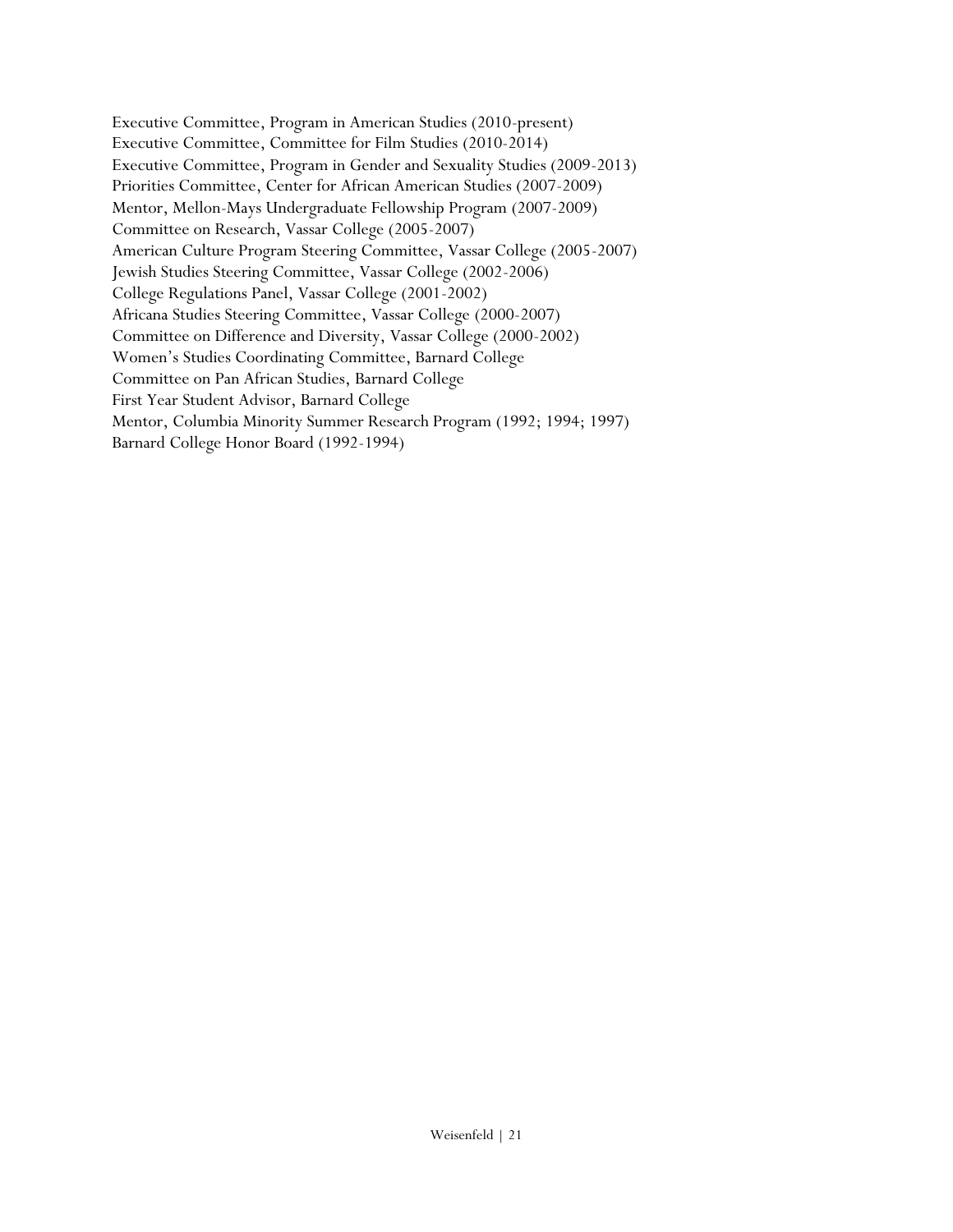Executive Committee, Program in American Studies (2010-present)
Executive Committee, Committee for Film Studies (2010-2014)
Executive Committee, Program in Gender and Sexuality Studies (2009-2013)
Priorities Committee, Center for African American Studies (2007-2009)
Mentor, Mellon-Mays Undergraduate Fellowship Program (2007-2009)
Committee on Research, Vassar College (2005-2007)
American Culture Program Steering Committee, Vassar College (2005-2007)
Jewish Studies Steering Committee, Vassar College (2002-2006)
College Regulations Panel, Vassar College (2001-2002)
Africana Studies Steering Committee, Vassar College (2000-2007)
Committee on Difference and Diversity, Vassar College (2000-2002)
Women's Studies Coordinating Committee, Barnard College
Committee on Pan African Studies, Barnard College
First Year Student Advisor, Barnard College
Mentor, Columbia Minority Summer Research Program (1992; 1994; 1997)
Barnard College Honor Board (1992-1994)